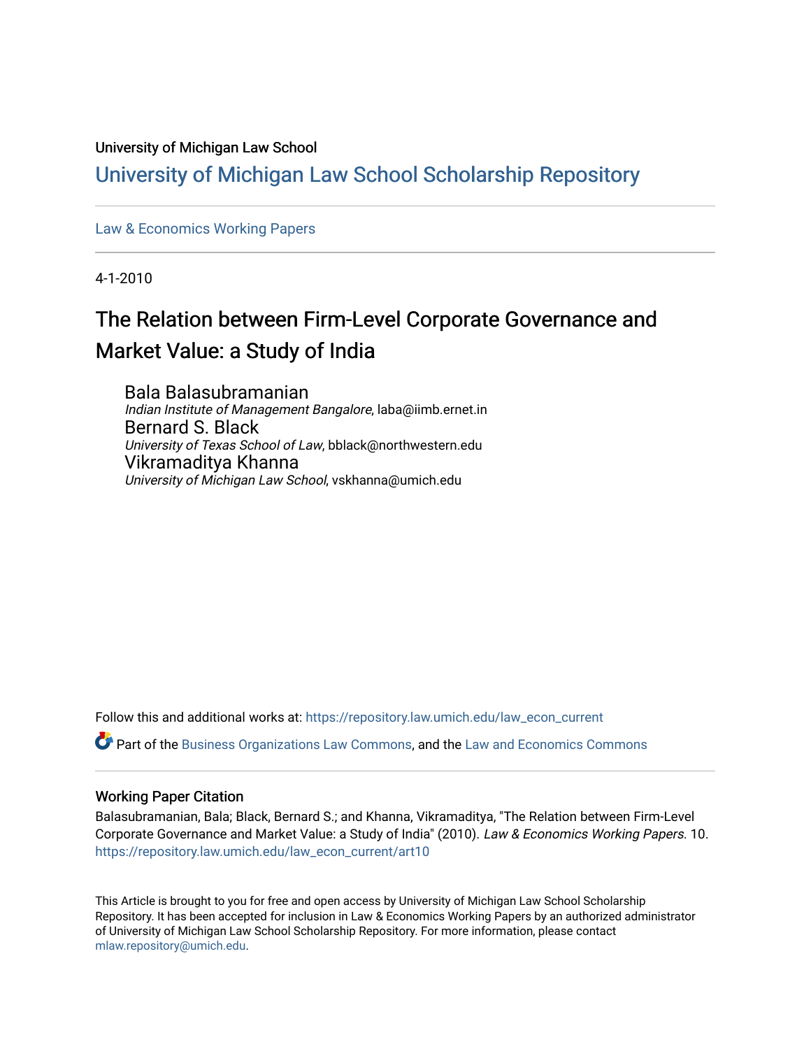University of Michigan Law School

# University of Michigan Law School Scholarship Repository

Law & Economics Working Papers

4-1-2010

## The Relation between Firm-Level Corporate Governance and Market Value: a Study of India

Bala Balasubramanian
*Indian Institute of Management Bangalore*, laba@iimb.ernet.in

Bernard S. Black
*University of Texas School of Law*, bblack@northwestern.edu

Vikramaditya Khanna
*University of Michigan Law School*, vskhanna@umich.edu

Follow this and additional works at: https://repository.law.umich.edu/law_econ_current

Part of the Business Organizations Law Commons, and the Law and Economics Commons

### Working Paper Citation

Balasubramanian, Bala; Black, Bernard S.; and Khanna, Vikramaditya, "The Relation between Firm-Level Corporate Governance and Market Value: a Study of India" (2010). *Law & Economics Working Papers*. 10.
https://repository.law.umich.edu/law_econ_current/art10

This Article is brought to you for free and open access by University of Michigan Law School Scholarship Repository. It has been accepted for inclusion in Law & Economics Working Papers by an authorized administrator of University of Michigan Law School Scholarship Repository. For more information, please contact mlaw.repository@umich.edu.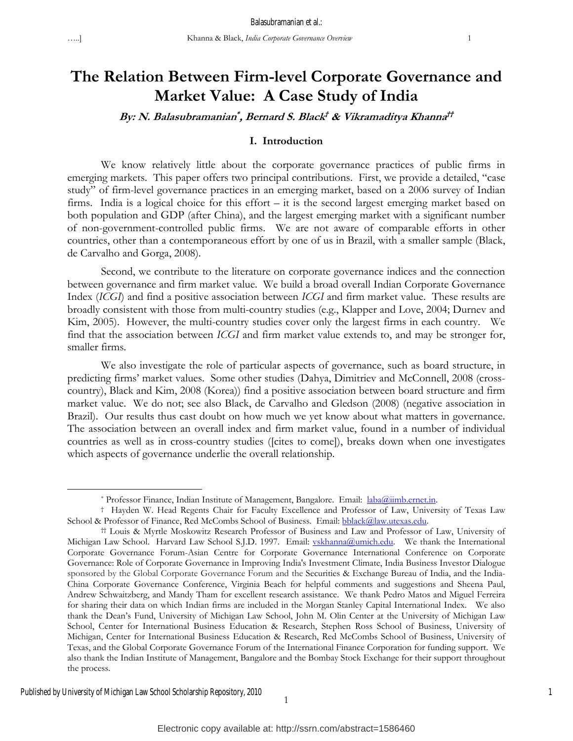# The Relation Between Firm-level Corporate Governance and Market Value: A Case Study of India

***By: N. Balasubramanian*, Bernard S. Black† & Vikramaditya Khanna††***

## I. Introduction

We know relatively little about the corporate governance practices of public firms in emerging markets. This paper offers two principal contributions. First, we provide a detailed, "case study" of firm-level governance practices in an emerging market, based on a 2006 survey of Indian firms. India is a logical choice for this effort – it is the second largest emerging market based on both population and GDP (after China), and the largest emerging market with a significant number of non-government-controlled public firms. We are not aware of comparable efforts in other countries, other than a contemporaneous effort by one of us in Brazil, with a smaller sample (Black, de Carvalho and Gorga, 2008).

Second, we contribute to the literature on corporate governance indices and the connection between governance and firm market value. We build a broad overall Indian Corporate Governance Index (*ICGI*) and find a positive association between *ICGI* and firm market value. These results are broadly consistent with those from multi-country studies (e.g., Klapper and Love, 2004; Durnev and Kim, 2005). However, the multi-country studies cover only the largest firms in each country. We find that the association between *ICGI* and firm market value extends to, and may be stronger for, smaller firms.

We also investigate the role of particular aspects of governance, such as board structure, in predicting firms' market values. Some other studies (Dahya, Dimitriev and McConnell, 2008 (cross-country), Black and Kim, 2008 (Korea)) find a positive association between board structure and firm market value. We do not; see also Black, de Carvalho and Gledson (2008) (negative association in Brazil). Our results thus cast doubt on how much we yet know about what matters in governance. The association between an overall index and firm market value, found in a number of individual countries as well as in cross-country studies ([cites to come]), breaks down when one investigates which aspects of governance underlie the overall relationship.

---

\* Professor Finance, Indian Institute of Management, Bangalore. Email: laba@iimb.ernet.in.

† Hayden W. Head Regents Chair for Faculty Excellence and Professor of Law, University of Texas Law School & Professor of Finance, Red McCombs School of Business. Email: bblack@law.utexas.edu.

†† Louis & Myrtle Moskowitz Research Professor of Business and Law and Professor of Law, University of Michigan Law School. Harvard Law School S.J.D. 1997. Email: vskhanna@umich.edu. We thank the International Corporate Governance Forum-Asian Centre for Corporate Governance International Conference on Corporate Governance: Role of Corporate Governance in Improving India's Investment Climate, India Business Investor Dialogue sponsored by the Global Corporate Governance Forum and the Securities & Exchange Bureau of India, and the India-China Corporate Governance Conference, Virginia Beach for helpful comments and suggestions and Sheena Paul, Andrew Schwaitzberg, and Mandy Tham for excellent research assistance. We thank Pedro Matos and Miguel Ferreira for sharing their data on which Indian firms are included in the Morgan Stanley Capital International Index. We also thank the Dean's Fund, University of Michigan Law School, John M. Olin Center at the University of Michigan Law School, Center for International Business Education & Research, Stephen Ross School of Business, University of Michigan, Center for International Business Education & Research, Red McCombs School of Business, University of Texas, and the Global Corporate Governance Forum of the International Finance Corporation for funding support. We also thank the Indian Institute of Management, Bangalore and the Bombay Stock Exchange for their support throughout the process.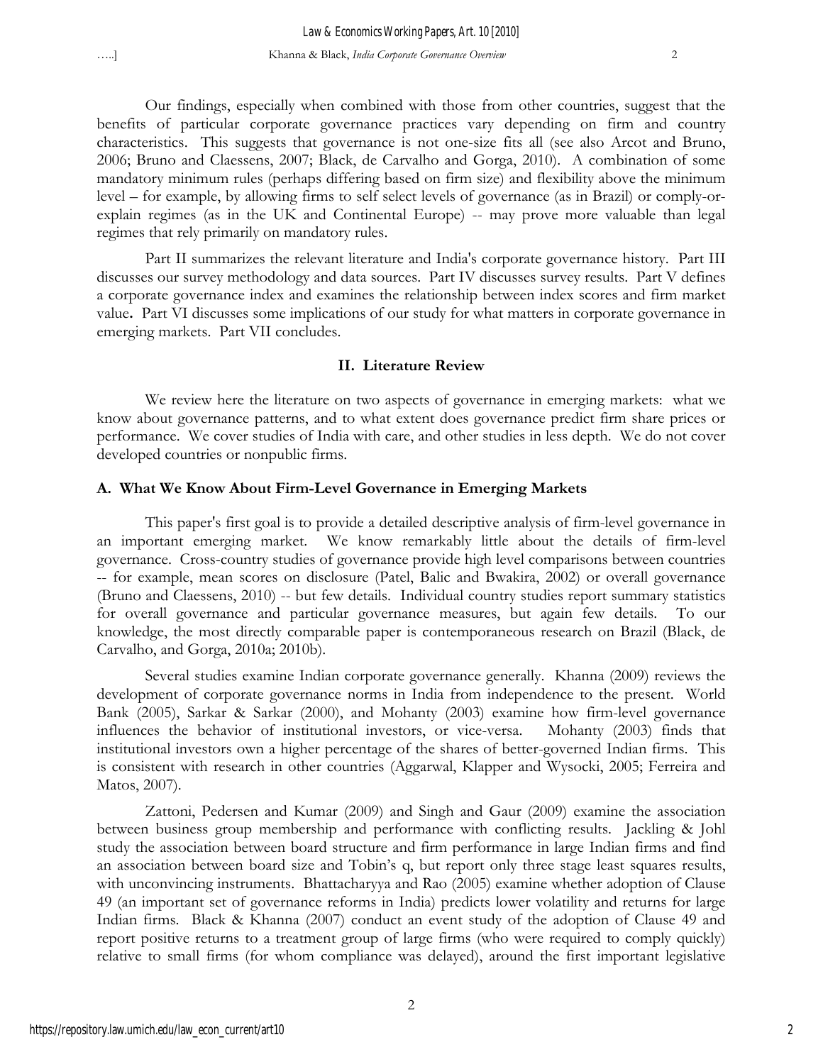Our findings, especially when combined with those from other countries, suggest that the benefits of particular corporate governance practices vary depending on firm and country characteristics. This suggests that governance is not one-size fits all (see also Arcot and Bruno, 2006; Bruno and Claessens, 2007; Black, de Carvalho and Gorga, 2010). A combination of some mandatory minimum rules (perhaps differing based on firm size) and flexibility above the minimum level – for example, by allowing firms to self select levels of governance (as in Brazil) or comply-or-explain regimes (as in the UK and Continental Europe) -- may prove more valuable than legal regimes that rely primarily on mandatory rules.

Part II summarizes the relevant literature and India's corporate governance history. Part III discusses our survey methodology and data sources. Part IV discusses survey results. Part V defines a corporate governance index and examines the relationship between index scores and firm market value. Part VI discusses some implications of our study for what matters in corporate governance in emerging markets. Part VII concludes.

## II. Literature Review

We review here the literature on two aspects of governance in emerging markets: what we know about governance patterns, and to what extent does governance predict firm share prices or performance. We cover studies of India with care, and other studies in less depth. We do not cover developed countries or nonpublic firms.

### A. What We Know About Firm-Level Governance in Emerging Markets

This paper's first goal is to provide a detailed descriptive analysis of firm-level governance in an important emerging market. We know remarkably little about the details of firm-level governance. Cross-country studies of governance provide high level comparisons between countries -- for example, mean scores on disclosure (Patel, Balic and Bwakira, 2002) or overall governance (Bruno and Claessens, 2010) -- but few details. Individual country studies report summary statistics for overall governance and particular governance measures, but again few details. To our knowledge, the most directly comparable paper is contemporaneous research on Brazil (Black, de Carvalho, and Gorga, 2010a; 2010b).

Several studies examine Indian corporate governance generally. Khanna (2009) reviews the development of corporate governance norms in India from independence to the present. World Bank (2005), Sarkar & Sarkar (2000), and Mohanty (2003) examine how firm-level governance influences the behavior of institutional investors, or vice-versa. Mohanty (2003) finds that institutional investors own a higher percentage of the shares of better-governed Indian firms. This is consistent with research in other countries (Aggarwal, Klapper and Wysocki, 2005; Ferreira and Matos, 2007).

Zattoni, Pedersen and Kumar (2009) and Singh and Gaur (2009) examine the association between business group membership and performance with conflicting results. Jackling & Johl study the association between board structure and firm performance in large Indian firms and find an association between board size and Tobin's q, but report only three stage least squares results, with unconvincing instruments. Bhattacharyya and Rao (2005) examine whether adoption of Clause 49 (an important set of governance reforms in India) predicts lower volatility and returns for large Indian firms. Black & Khanna (2007) conduct an event study of the adoption of Clause 49 and report positive returns to a treatment group of large firms (who were required to comply quickly) relative to small firms (for whom compliance was delayed), around the first important legislative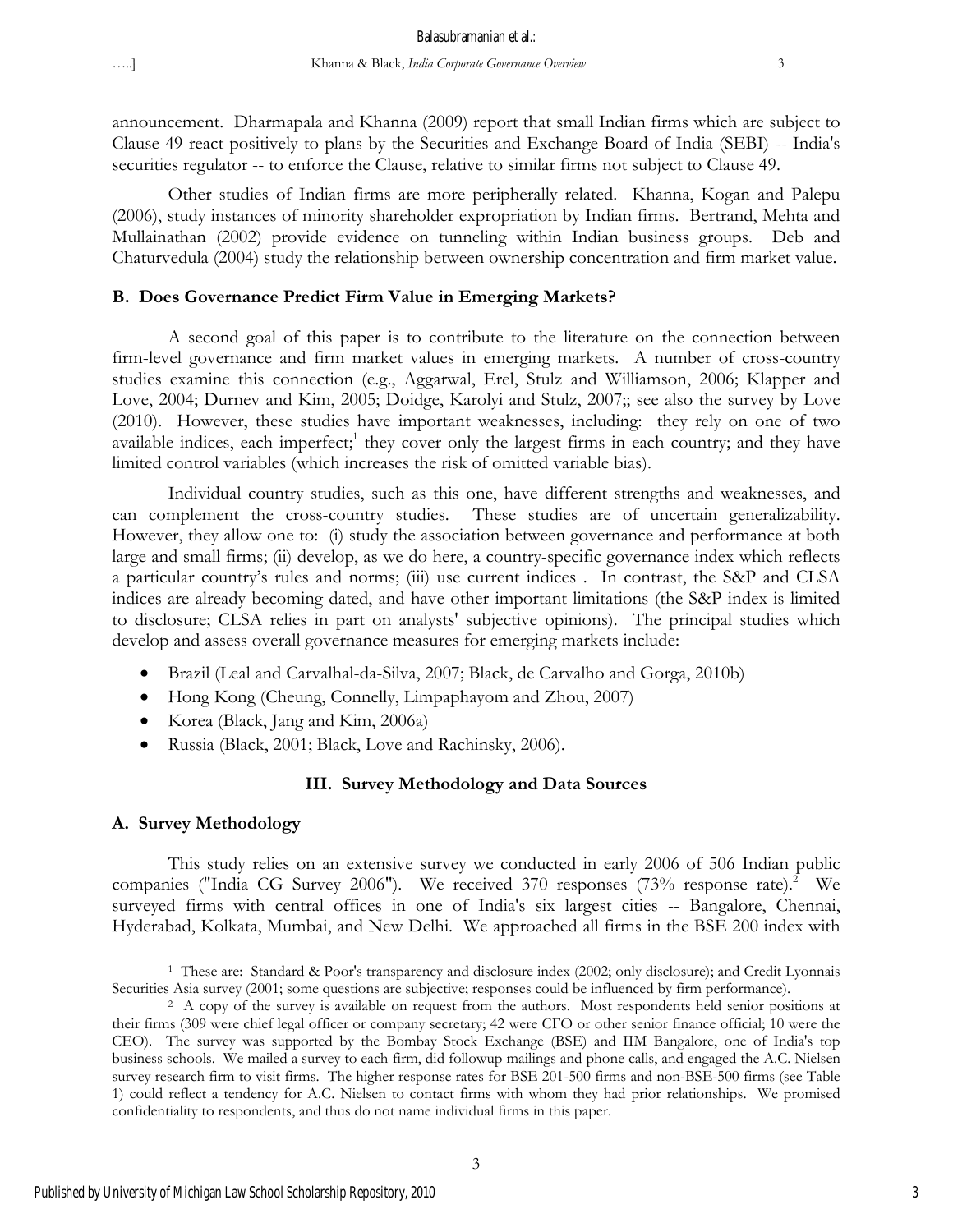announcement. Dharmapala and Khanna (2009) report that small Indian firms which are subject to Clause 49 react positively to plans by the Securities and Exchange Board of India (SEBI) -- India's securities regulator -- to enforce the Clause, relative to similar firms not subject to Clause 49.

Other studies of Indian firms are more peripherally related. Khanna, Kogan and Palepu (2006), study instances of minority shareholder expropriation by Indian firms. Bertrand, Mehta and Mullainathan (2002) provide evidence on tunneling within Indian business groups. Deb and Chaturvedula (2004) study the relationship between ownership concentration and firm market value.

### B. Does Governance Predict Firm Value in Emerging Markets?

A second goal of this paper is to contribute to the literature on the connection between firm-level governance and firm market values in emerging markets. A number of cross-country studies examine this connection (e.g., Aggarwal, Erel, Stulz and Williamson, 2006; Klapper and Love, 2004; Durnev and Kim, 2005; Doidge, Karolyi and Stulz, 2007;; see also the survey by Love (2010). However, these studies have important weaknesses, including: they rely on one of two available indices, each imperfect;[1] they cover only the largest firms in each country; and they have limited control variables (which increases the risk of omitted variable bias).

Individual country studies, such as this one, have different strengths and weaknesses, and can complement the cross-country studies. These studies are of uncertain generalizability. However, they allow one to: (i) study the association between governance and performance at both large and small firms; (ii) develop, as we do here, a country-specific governance index which reflects a particular country's rules and norms; (iii) use current indices . In contrast, the S&P and CLSA indices are already becoming dated, and have other important limitations (the S&P index is limited to disclosure; CLSA relies in part on analysts' subjective opinions). The principal studies which develop and assess overall governance measures for emerging markets include:

- Brazil (Leal and Carvalhal-da-Silva, 2007; Black, de Carvalho and Gorga, 2010b)
- Hong Kong (Cheung, Connelly, Limpaphayom and Zhou, 2007)
- Korea (Black, Jang and Kim, 2006a)
- Russia (Black, 2001; Black, Love and Rachinsky, 2006).

## III. Survey Methodology and Data Sources

### A. Survey Methodology

This study relies on an extensive survey we conducted in early 2006 of 506 Indian public companies ("India CG Survey 2006"). We received 370 responses (73% response rate).[2] We surveyed firms with central offices in one of India's six largest cities -- Bangalore, Chennai, Hyderabad, Kolkata, Mumbai, and New Delhi. We approached all firms in the BSE 200 index with

---

[1] These are: Standard & Poor's transparency and disclosure index (2002; only disclosure); and Credit Lyonnais Securities Asia survey (2001; some questions are subjective; responses could be influenced by firm performance).

[2] A copy of the survey is available on request from the authors. Most respondents held senior positions at their firms (309 were chief legal officer or company secretary; 42 were CFO or other senior finance official; 10 were the CEO). The survey was supported by the Bombay Stock Exchange (BSE) and IIM Bangalore, one of India's top business schools. We mailed a survey to each firm, did followup mailings and phone calls, and engaged the A.C. Nielsen survey research firm to visit firms. The higher response rates for BSE 201-500 firms and non-BSE-500 firms (see Table 1) could reflect a tendency for A.C. Nielsen to contact firms with whom they had prior relationships. We promised confidentiality to respondents, and thus do not name individual firms in this paper.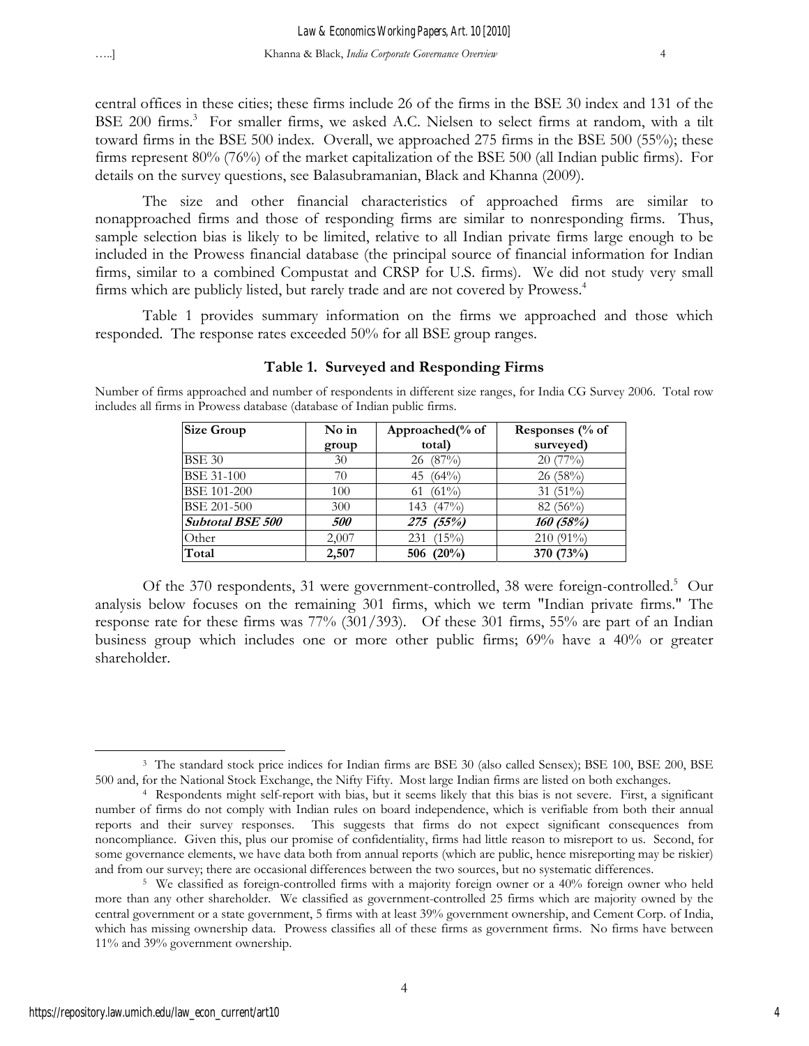central offices in these cities; these firms include 26 of the firms in the BSE 30 index and 131 of the BSE 200 firms.[3] For smaller firms, we asked A.C. Nielsen to select firms at random, with a tilt toward firms in the BSE 500 index. Overall, we approached 275 firms in the BSE 500 (55%); these firms represent 80% (76%) of the market capitalization of the BSE 500 (all Indian public firms). For details on the survey questions, see Balasubramanian, Black and Khanna (2009).

The size and other financial characteristics of approached firms are similar to nonapproached firms and those of responding firms are similar to nonresponding firms. Thus, sample selection bias is likely to be limited, relative to all Indian private firms large enough to be included in the Prowess financial database (the principal source of financial information for Indian firms, similar to a combined Compustat and CRSP for U.S. firms). We did not study very small firms which are publicly listed, but rarely trade and are not covered by Prowess.[4]

Table 1 provides summary information on the firms we approached and those which responded. The response rates exceeded 50% for all BSE group ranges.

**Table 1. Surveyed and Responding Firms**

Number of firms approached and number of respondents in different size ranges, for India CG Survey 2006. Total row includes all firms in Prowess database (database of Indian public firms.

| Size Group | No in group | Approached(% of total) | Responses (% of surveyed) |
|---|---|---|---|
| BSE 30 | 30 | 26 (87%) | 20 (77%) |
| BSE 31-100 | 70 | 45 (64%) | 26 (58%) |
| BSE 101-200 | 100 | 61 (61%) | 31 (51%) |
| BSE 201-500 | 300 | 143 (47%) | 82 (56%) |
| ***Subtotal BSE 500*** | ***500*** | ***275 (55%)*** | ***160 (58%)*** |
| Other | 2,007 | 231 (15%) | 210 (91%) |
| **Total** | **2,507** | **506 (20%)** | **370 (73%)** |

Of the 370 respondents, 31 were government-controlled, 38 were foreign-controlled.[5] Our analysis below focuses on the remaining 301 firms, which we term "Indian private firms." The response rate for these firms was 77% (301/393). Of these 301 firms, 55% are part of an Indian business group which includes one or more other public firms; 69% have a 40% or greater shareholder.

---

[3] The standard stock price indices for Indian firms are BSE 30 (also called Sensex); BSE 100, BSE 200, BSE 500 and, for the National Stock Exchange, the Nifty Fifty. Most large Indian firms are listed on both exchanges.

[4] Respondents might self-report with bias, but it seems likely that this bias is not severe. First, a significant number of firms do not comply with Indian rules on board independence, which is verifiable from both their annual reports and their survey responses. This suggests that firms do not expect significant consequences from noncompliance. Given this, plus our promise of confidentiality, firms had little reason to misreport to us. Second, for some governance elements, we have data both from annual reports (which are public, hence misreporting may be riskier) and from our survey; there are occasional differences between the two sources, but no systematic differences.

[5] We classified as foreign-controlled firms with a majority foreign owner or a 40% foreign owner who held more than any other shareholder. We classified as government-controlled 25 firms which are majority owned by the central government or a state government, 5 firms with at least 39% government ownership, and Cement Corp. of India, which has missing ownership data. Prowess classifies all of these firms as government firms. No firms have between 11% and 39% government ownership.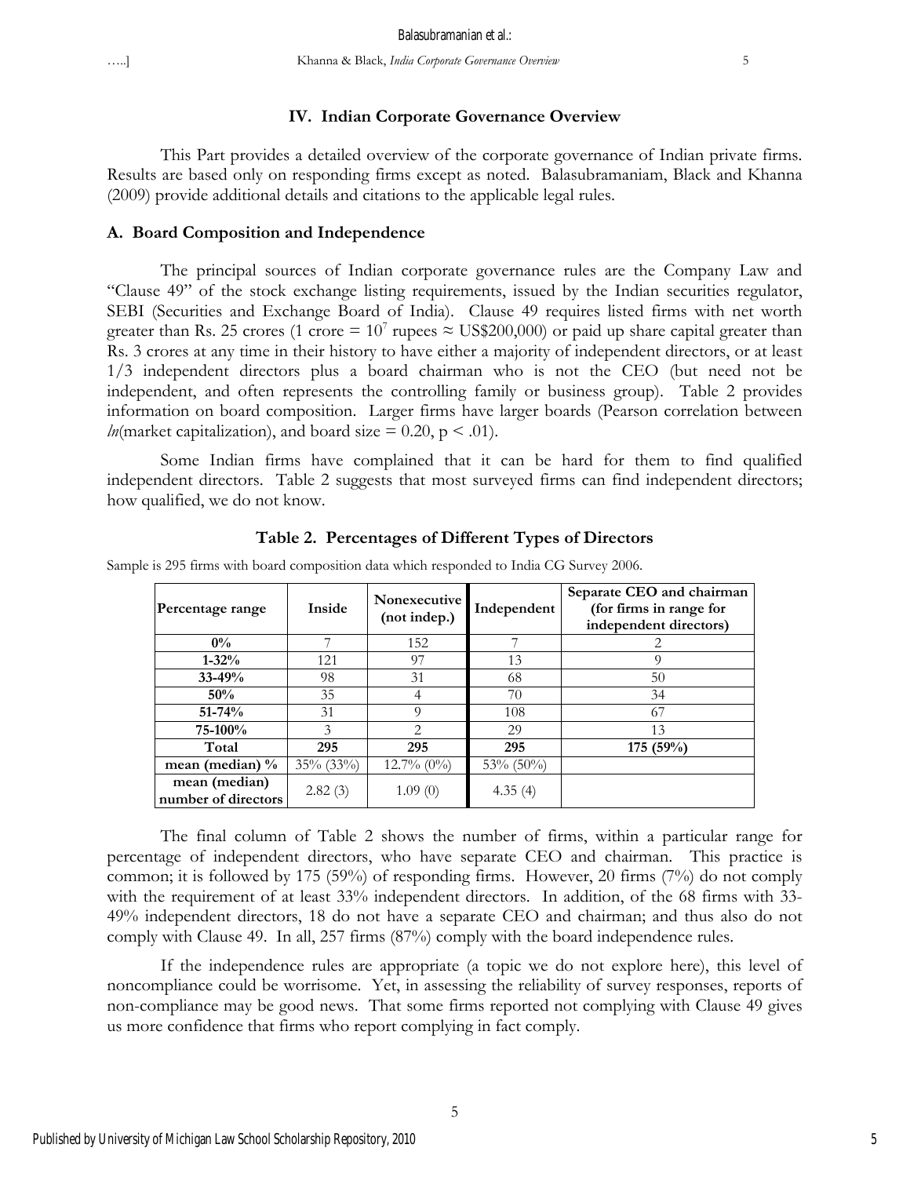## IV. Indian Corporate Governance Overview

This Part provides a detailed overview of the corporate governance of Indian private firms. Results are based only on responding firms except as noted. Balasubramaniam, Black and Khanna (2009) provide additional details and citations to the applicable legal rules.

### A. Board Composition and Independence

The principal sources of Indian corporate governance rules are the Company Law and "Clause 49" of the stock exchange listing requirements, issued by the Indian securities regulator, SEBI (Securities and Exchange Board of India). Clause 49 requires listed firms with net worth greater than Rs. 25 crores (1 crore = $10^7$ rupees ≈ US$200,000) or paid up share capital greater than Rs. 3 crores at any time in their history to have either a majority of independent directors, or at least 1/3 independent directors plus a board chairman who is not the CEO (but need not be independent, and often represents the controlling family or business group). Table 2 provides information on board composition. Larger firms have larger boards (Pearson correlation between *ln*(market capitalization), and board size = 0.20, $p < .01$).

Some Indian firms have complained that it can be hard for them to find qualified independent directors. Table 2 suggests that most surveyed firms can find independent directors; how qualified, we do not know.

**Table 2. Percentages of Different Types of Directors**

Sample is 295 firms with board composition data which responded to India CG Survey 2006.

| Percentage range | Inside | Nonexecutive (not indep.) | Independent | Separate CEO and chairman (for firms in range for independent directors) |
|---|---|---|---|---|
| **0%** | 7 | 152 | 7 | 2 |
| **1-32%** | 121 | 97 | 13 | 9 |
| **33-49%** | 98 | 31 | 68 | 50 |
| **50%** | 35 | 4 | 70 | 34 |
| **51-74%** | 31 | 9 | 108 | 67 |
| **75-100%** | 3 | 2 | 29 | 13 |
| **Total** | **295** | **295** | **295** | **175 (59%)** |
| **mean (median) %** | 35% (33%) | 12.7% (0%) | 53% (50%) | |
| **mean (median) number of directors** | 2.82 (3) | 1.09 (0) | 4.35 (4) | |

The final column of Table 2 shows the number of firms, within a particular range for percentage of independent directors, who have separate CEO and chairman. This practice is common; it is followed by 175 (59%) of responding firms. However, 20 firms (7%) do not comply with the requirement of at least 33% independent directors. In addition, of the 68 firms with 33-49% independent directors, 18 do not have a separate CEO and chairman; and thus also do not comply with Clause 49. In all, 257 firms (87%) comply with the board independence rules.

If the independence rules are appropriate (a topic we do not explore here), this level of noncompliance could be worrisome. Yet, in assessing the reliability of survey responses, reports of non-compliance may be good news. That some firms reported not complying with Clause 49 gives us more confidence that firms who report complying in fact comply.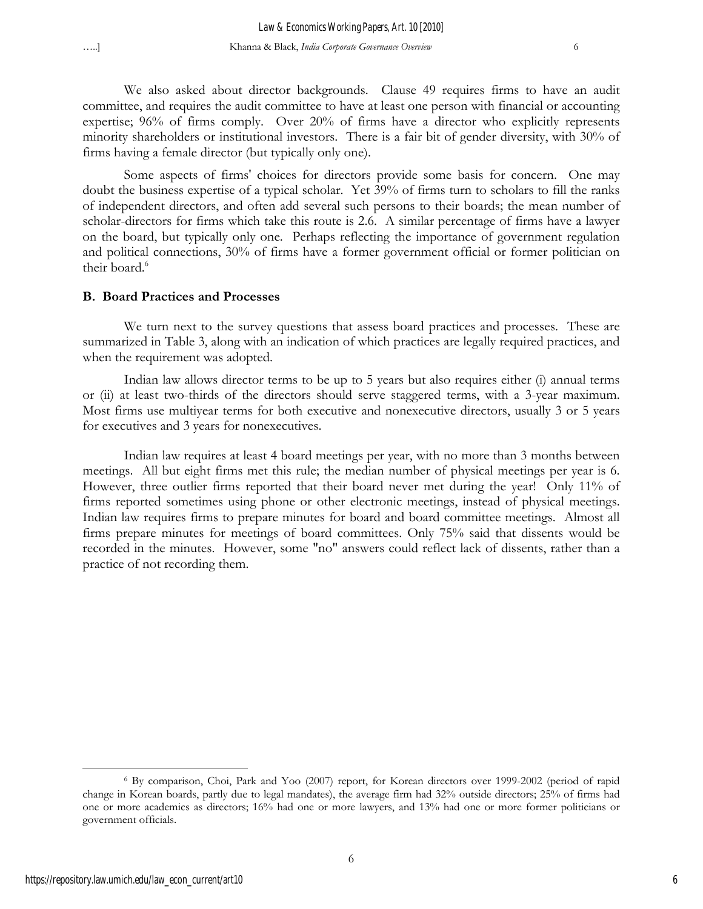We also asked about director backgrounds. Clause 49 requires firms to have an audit committee, and requires the audit committee to have at least one person with financial or accounting expertise; 96% of firms comply. Over 20% of firms have a director who explicitly represents minority shareholders or institutional investors. There is a fair bit of gender diversity, with 30% of firms having a female director (but typically only one).

Some aspects of firms' choices for directors provide some basis for concern. One may doubt the business expertise of a typical scholar. Yet 39% of firms turn to scholars to fill the ranks of independent directors, and often add several such persons to their boards; the mean number of scholar-directors for firms which take this route is 2.6. A similar percentage of firms have a lawyer on the board, but typically only one. Perhaps reflecting the importance of government regulation and political connections, 30% of firms have a former government official or former politician on their board.[6]

## B. Board Practices and Processes

We turn next to the survey questions that assess board practices and processes. These are summarized in Table 3, along with an indication of which practices are legally required practices, and when the requirement was adopted.

Indian law allows director terms to be up to 5 years but also requires either (i) annual terms or (ii) at least two-thirds of the directors should serve staggered terms, with a 3-year maximum. Most firms use multiyear terms for both executive and nonexecutive directors, usually 3 or 5 years for executives and 3 years for nonexecutives.

Indian law requires at least 4 board meetings per year, with no more than 3 months between meetings. All but eight firms met this rule; the median number of physical meetings per year is 6. However, three outlier firms reported that their board never met during the year! Only 11% of firms reported sometimes using phone or other electronic meetings, instead of physical meetings. Indian law requires firms to prepare minutes for board and board committee meetings. Almost all firms prepare minutes for meetings of board committees. Only 75% said that dissents would be recorded in the minutes. However, some "no" answers could reflect lack of dissents, rather than a practice of not recording them.

---

[6] By comparison, Choi, Park and Yoo (2007) report, for Korean directors over 1999-2002 (period of rapid change in Korean boards, partly due to legal mandates), the average firm had 32% outside directors; 25% of firms had one or more academics as directors; 16% had one or more lawyers, and 13% had one or more former politicians or government officials.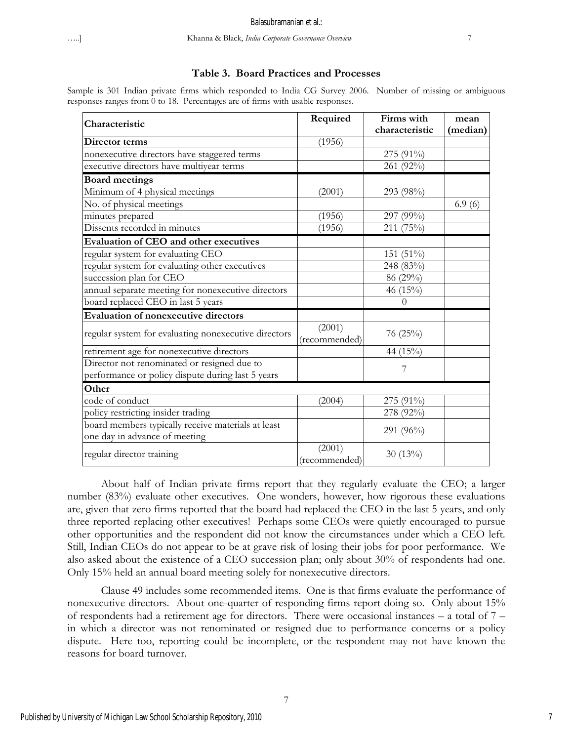### Table 3. Board Practices and Processes

Sample is 301 Indian private firms which responded to India CG Survey 2006. Number of missing or ambiguous responses ranges from 0 to 18. Percentages are of firms with usable responses.

| Characteristic | Required | Firms with characteristic | mean (median) |
|---|---|---|---|
| **Director terms** | (1956) | | |
| nonexecutive directors have staggered terms | | 275 (91%) | |
| executive directors have multiyear terms | | 261 (92%) | |
| **Board meetings** | | | |
| Minimum of 4 physical meetings | (2001) | 293 (98%) | |
| No. of physical meetings | | | 6.9 (6) |
| minutes prepared | (1956) | 297 (99%) | |
| Dissents recorded in minutes | (1956) | 211 (75%) | |
| **Evaluation of CEO and other executives** | | | |
| regular system for evaluating CEO | | 151 (51%) | |
| regular system for evaluating other executives | | 248 (83%) | |
| succession plan for CEO | | 86 (29%) | |
| annual separate meeting for nonexecutive directors | | 46 (15%) | |
| board replaced CEO in last 5 years | | 0 | |
| **Evaluation of nonexecutive directors** | | | |
| regular system for evaluating nonexecutive directors | (2001) (recommended) | 76 (25%) | |
| retirement age for nonexecutive directors | | 44 (15%) | |
| Director not renominated or resigned due to performance or policy dispute during last 5 years | | 7 | |
| **Other** | | | |
| code of conduct | (2004) | 275 (91%) | |
| policy restricting insider trading | | 278 (92%) | |
| board members typically receive materials at least one day in advance of meeting | | 291 (96%) | |
| regular director training | (2001) (recommended) | 30 (13%) | |

About half of Indian private firms report that they regularly evaluate the CEO; a larger number (83%) evaluate other executives. One wonders, however, how rigorous these evaluations are, given that zero firms reported that the board had replaced the CEO in the last 5 years, and only three reported replacing other executives! Perhaps some CEOs were quietly encouraged to pursue other opportunities and the respondent did not know the circumstances under which a CEO left. Still, Indian CEOs do not appear to be at grave risk of losing their jobs for poor performance. We also asked about the existence of a CEO succession plan; only about 30% of respondents had one. Only 15% held an annual board meeting solely for nonexecutive directors.

Clause 49 includes some recommended items. One is that firms evaluate the performance of nonexecutive directors. About one-quarter of responding firms report doing so. Only about 15% of respondents had a retirement age for directors. There were occasional instances – a total of 7 – in which a director was not renominated or resigned due to performance concerns or a policy dispute. Here too, reporting could be incomplete, or the respondent may not have known the reasons for board turnover.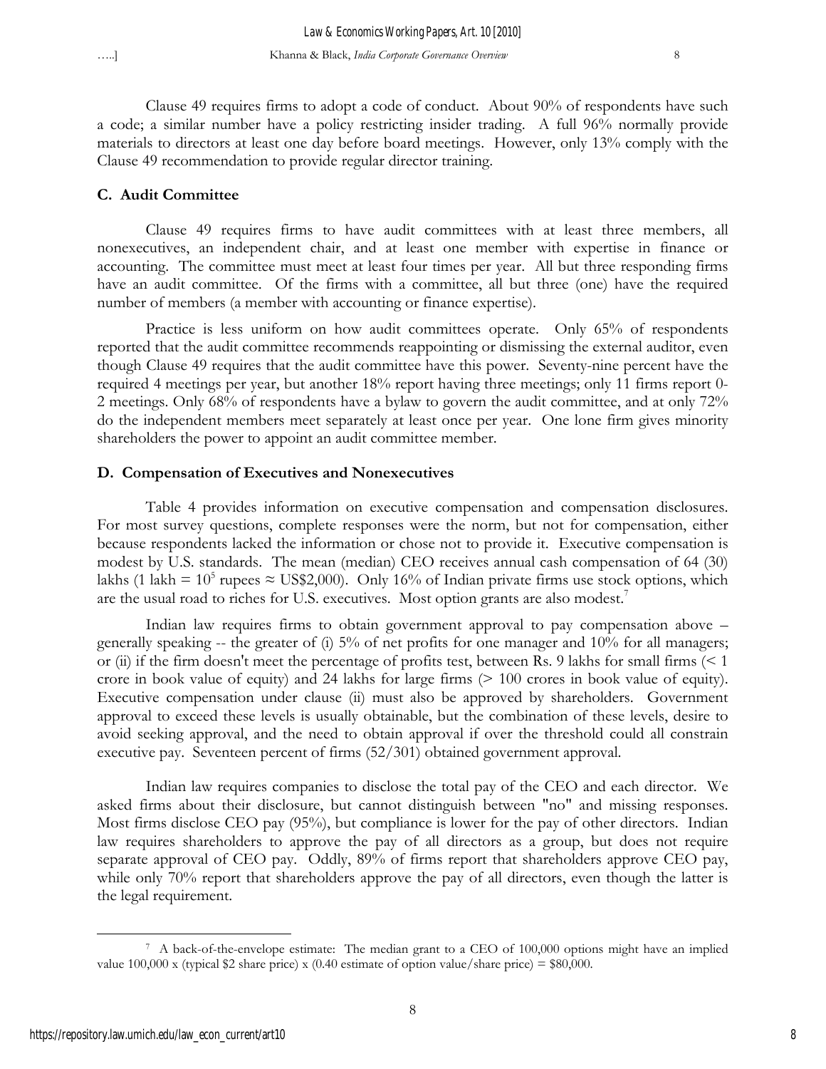Clause 49 requires firms to adopt a code of conduct. About 90% of respondents have such a code; a similar number have a policy restricting insider trading. A full 96% normally provide materials to directors at least one day before board meetings. However, only 13% comply with the Clause 49 recommendation to provide regular director training.

### C. Audit Committee

Clause 49 requires firms to have audit committees with at least three members, all nonexecutives, an independent chair, and at least one member with expertise in finance or accounting. The committee must meet at least four times per year. All but three responding firms have an audit committee. Of the firms with a committee, all but three (one) have the required number of members (a member with accounting or finance expertise).

Practice is less uniform on how audit committees operate. Only 65% of respondents reported that the audit committee recommends reappointing or dismissing the external auditor, even though Clause 49 requires that the audit committee have this power. Seventy-nine percent have the required 4 meetings per year, but another 18% report having three meetings; only 11 firms report 0-2 meetings. Only 68% of respondents have a bylaw to govern the audit committee, and at only 72% do the independent members meet separately at least once per year. One lone firm gives minority shareholders the power to appoint an audit committee member.

### D. Compensation of Executives and Nonexecutives

Table 4 provides information on executive compensation and compensation disclosures. For most survey questions, complete responses were the norm, but not for compensation, either because respondents lacked the information or chose not to provide it. Executive compensation is modest by U.S. standards. The mean (median) CEO receives annual cash compensation of 64 (30) lakhs (1 lakh = $10^5$ rupees ≈ US$2,000). Only 16% of Indian private firms use stock options, which are the usual road to riches for U.S. executives. Most option grants are also modest.[7]

Indian law requires firms to obtain government approval to pay compensation above – generally speaking -- the greater of (i) 5% of net profits for one manager and 10% for all managers; or (ii) if the firm doesn't meet the percentage of profits test, between Rs. 9 lakhs for small firms (< 1 crore in book value of equity) and 24 lakhs for large firms (> 100 crores in book value of equity). Executive compensation under clause (ii) must also be approved by shareholders. Government approval to exceed these levels is usually obtainable, but the combination of these levels, desire to avoid seeking approval, and the need to obtain approval if over the threshold could all constrain executive pay. Seventeen percent of firms (52/301) obtained government approval.

Indian law requires companies to disclose the total pay of the CEO and each director. We asked firms about their disclosure, but cannot distinguish between "no" and missing responses. Most firms disclose CEO pay (95%), but compliance is lower for the pay of other directors. Indian law requires shareholders to approve the pay of all directors as a group, but does not require separate approval of CEO pay. Oddly, 89% of firms report that shareholders approve CEO pay, while only 70% report that shareholders approve the pay of all directors, even though the latter is the legal requirement.

---

[7] A back-of-the-envelope estimate: The median grant to a CEO of 100,000 options might have an implied value 100,000 x (typical $2 share price) x (0.40 estimate of option value/share price) = $80,000.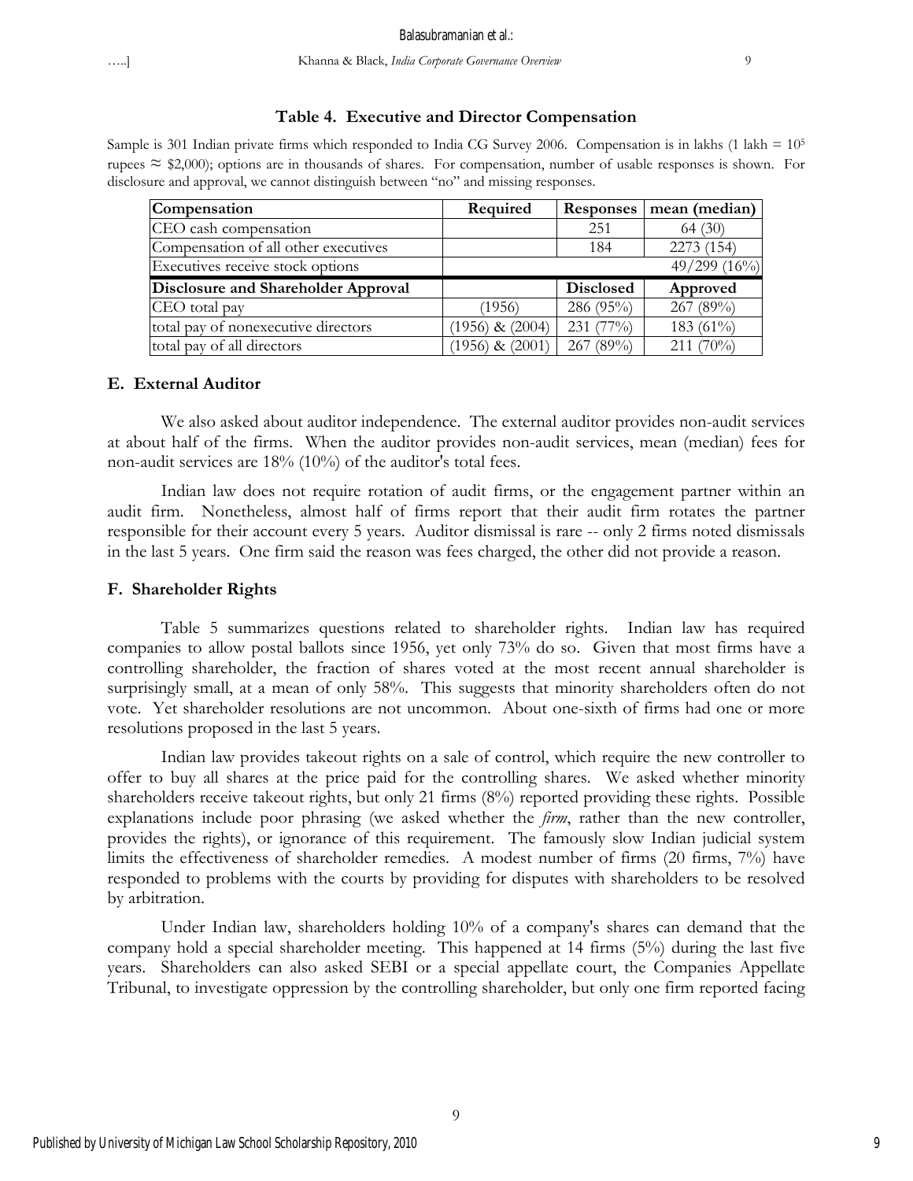**Table 4. Executive and Director Compensation**

Sample is 301 Indian private firms which responded to India CG Survey 2006. Compensation is in lakhs (1 lakh = $10^5$ rupees ≈ \$2,000); options are in thousands of shares. For compensation, number of usable responses is shown. For disclosure and approval, we cannot distinguish between "no" and missing responses.

| Compensation | Required | Responses | mean (median) |
|---|---|---|---|
| CEO cash compensation | | 251 | 64 (30) |
| Compensation of all other executives | | 184 | 2273 (154) |
| Executives receive stock options | | | 49/299 (16%) |
| **Disclosure and Shareholder Approval** | | **Disclosed** | **Approved** |
| CEO total pay | (1956) | 286 (95%) | 267 (89%) |
| total pay of nonexecutive directors | (1956) & (2004) | 231 (77%) | 183 (61%) |
| total pay of all directors | (1956) & (2001) | 267 (89%) | 211 (70%) |

### E. External Auditor

We also asked about auditor independence. The external auditor provides non-audit services at about half of the firms. When the auditor provides non-audit services, mean (median) fees for non-audit services are 18% (10%) of the auditor's total fees.

Indian law does not require rotation of audit firms, or the engagement partner within an audit firm. Nonetheless, almost half of firms report that their audit firm rotates the partner responsible for their account every 5 years. Auditor dismissal is rare -- only 2 firms noted dismissals in the last 5 years. One firm said the reason was fees charged, the other did not provide a reason.

### F. Shareholder Rights

Table 5 summarizes questions related to shareholder rights. Indian law has required companies to allow postal ballots since 1956, yet only 73% do so. Given that most firms have a controlling shareholder, the fraction of shares voted at the most recent annual shareholder is surprisingly small, at a mean of only 58%. This suggests that minority shareholders often do not vote. Yet shareholder resolutions are not uncommon. About one-sixth of firms had one or more resolutions proposed in the last 5 years.

Indian law provides takeout rights on a sale of control, which require the new controller to offer to buy all shares at the price paid for the controlling shares. We asked whether minority shareholders receive takeout rights, but only 21 firms (8%) reported providing these rights. Possible explanations include poor phrasing (we asked whether the *firm*, rather than the new controller, provides the rights), or ignorance of this requirement. The famously slow Indian judicial system limits the effectiveness of shareholder remedies. A modest number of firms (20 firms, 7%) have responded to problems with the courts by providing for disputes with shareholders to be resolved by arbitration.

Under Indian law, shareholders holding 10% of a company's shares can demand that the company hold a special shareholder meeting. This happened at 14 firms (5%) during the last five years. Shareholders can also asked SEBI or a special appellate court, the Companies Appellate Tribunal, to investigate oppression by the controlling shareholder, but only one firm reported facing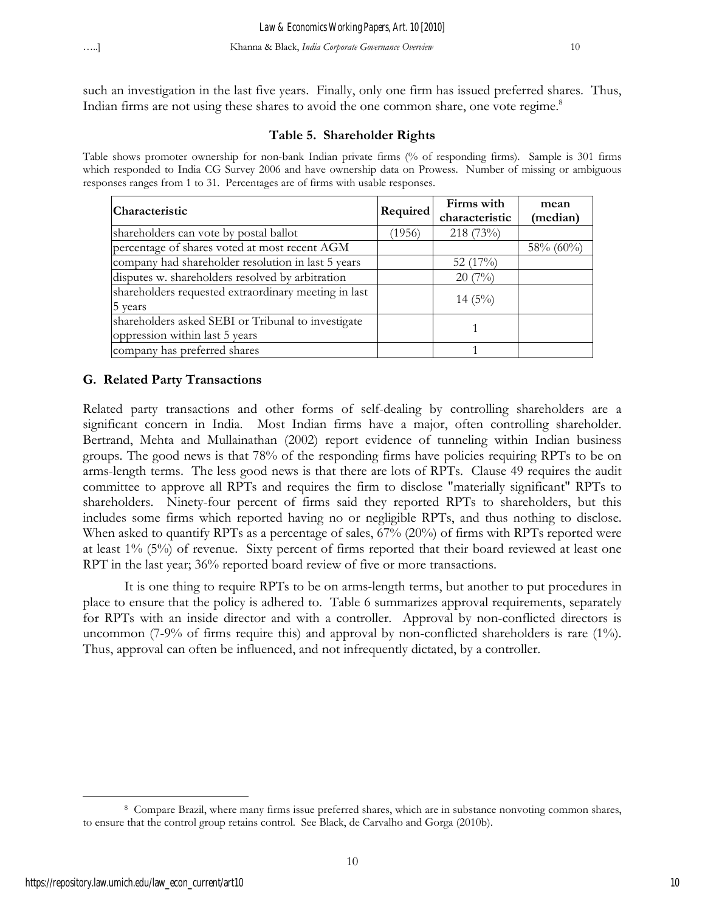such an investigation in the last five years. Finally, only one firm has issued preferred shares. Thus, Indian firms are not using these shares to avoid the one common share, one vote regime.[8]

### Table 5. Shareholder Rights

Table shows promoter ownership for non-bank Indian private firms (% of responding firms). Sample is 301 firms which responded to India CG Survey 2006 and have ownership data on Prowess. Number of missing or ambiguous responses ranges from 1 to 31. Percentages are of firms with usable responses.

| Characteristic | Required | Firms with characteristic | mean (median) |
|---|---|---|---|
| shareholders can vote by postal ballot | (1956) | 218 (73%) | |
| percentage of shares voted at most recent AGM | | | 58% (60%) |
| company had shareholder resolution in last 5 years | | 52 (17%) | |
| disputes w. shareholders resolved by arbitration | | 20 (7%) | |
| shareholders requested extraordinary meeting in last 5 years | | 14 (5%) | |
| shareholders asked SEBI or Tribunal to investigate oppression within last 5 years | | 1 | |
| company has preferred shares | | 1 | |

## G. Related Party Transactions

Related party transactions and other forms of self-dealing by controlling shareholders are a significant concern in India. Most Indian firms have a major, often controlling shareholder. Bertrand, Mehta and Mullainathan (2002) report evidence of tunneling within Indian business groups. The good news is that 78% of the responding firms have policies requiring RPTs to be on arms-length terms. The less good news is that there are lots of RPTs. Clause 49 requires the audit committee to approve all RPTs and requires the firm to disclose "materially significant" RPTs to shareholders. Ninety-four percent of firms said they reported RPTs to shareholders, but this includes some firms which reported having no or negligible RPTs, and thus nothing to disclose. When asked to quantify RPTs as a percentage of sales, 67% (20%) of firms with RPTs reported were at least 1% (5%) of revenue. Sixty percent of firms reported that their board reviewed at least one RPT in the last year; 36% reported board review of five or more transactions.

It is one thing to require RPTs to be on arms-length terms, but another to put procedures in place to ensure that the policy is adhered to. Table 6 summarizes approval requirements, separately for RPTs with an inside director and with a controller. Approval by non-conflicted directors is uncommon (7-9% of firms require this) and approval by non-conflicted shareholders is rare (1%). Thus, approval can often be influenced, and not infrequently dictated, by a controller.

---

[8] Compare Brazil, where many firms issue preferred shares, which are in substance nonvoting common shares, to ensure that the control group retains control. See Black, de Carvalho and Gorga (2010b).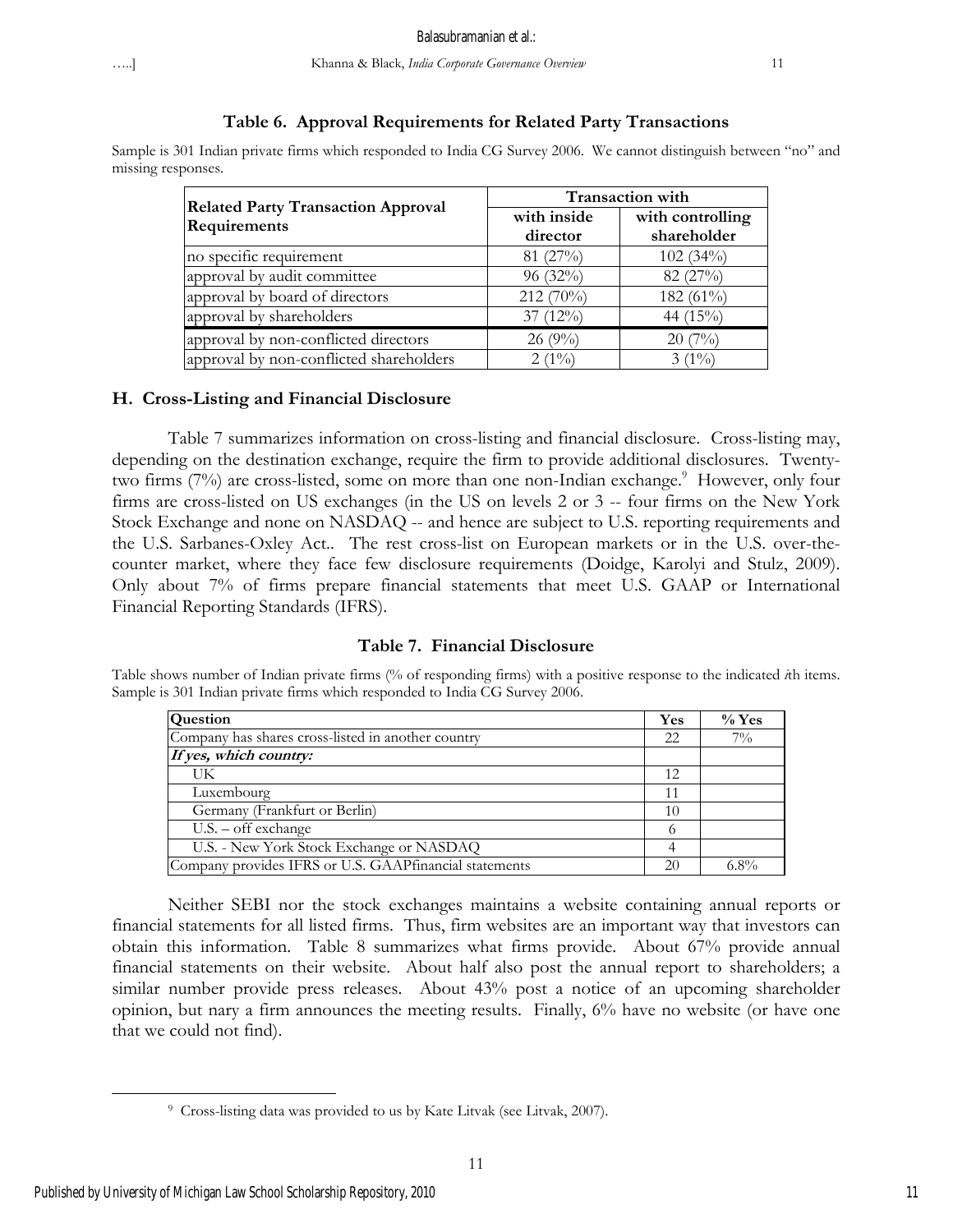**Table 6. Approval Requirements for Related Party Transactions**

Sample is 301 Indian private firms which responded to India CG Survey 2006. We cannot distinguish between "no" and missing responses.

| Related Party Transaction Approval Requirements | Transaction with | |
|---|---|---|
| | with inside director | with controlling shareholder |
| no specific requirement | 81 (27%) | 102 (34%) |
| approval by audit committee | 96 (32%) | 82 (27%) |
| approval by board of directors | 212 (70%) | 182 (61%) |
| approval by shareholders | 37 (12%) | 44 (15%) |
| approval by non-conflicted directors | 26 (9%) | 20 (7%) |
| approval by non-conflicted shareholders | 2 (1%) | 3 (1%) |

## H. Cross-Listing and Financial Disclosure

Table 7 summarizes information on cross-listing and financial disclosure. Cross-listing may, depending on the destination exchange, require the firm to provide additional disclosures. Twenty-two firms (7%) are cross-listed, some on more than one non-Indian exchange.[9] However, only four firms are cross-listed on US exchanges (in the US on levels 2 or 3 -- four firms on the New York Stock Exchange and none on NASDAQ -- and hence are subject to U.S. reporting requirements and the U.S. Sarbanes-Oxley Act.. The rest cross-list on European markets or in the U.S. over-the-counter market, where they face few disclosure requirements (Doidge, Karolyi and Stulz, 2009). Only about 7% of firms prepare financial statements that meet U.S. GAAP or International Financial Reporting Standards (IFRS).

**Table 7. Financial Disclosure**

Table shows number of Indian private firms (% of responding firms) with a positive response to the indicated *i*th items. Sample is 301 Indian private firms which responded to India CG Survey 2006.

| Question | Yes | % Yes |
|---|---|---|
| Company has shares cross-listed in another country | 22 | 7% |
| ***If yes, which country:*** | | |
| UK | 12 | |
| Luxembourg | 11 | |
| Germany (Frankfurt or Berlin) | 10 | |
| U.S. – off exchange | 6 | |
| U.S. - New York Stock Exchange or NASDAQ | 4 | |
| Company provides IFRS or U.S. GAAPfinancial statements | 20 | 6.8% |

Neither SEBI nor the stock exchanges maintains a website containing annual reports or financial statements for all listed firms. Thus, firm websites are an important way that investors can obtain this information. Table 8 summarizes what firms provide. About 67% provide annual financial statements on their website. About half also post the annual report to shareholders; a similar number provide press releases. About 43% post a notice of an upcoming shareholder opinion, but nary a firm announces the meeting results. Finally, 6% have no website (or have one that we could not find).

[9] Cross-listing data was provided to us by Kate Litvak (see Litvak, 2007).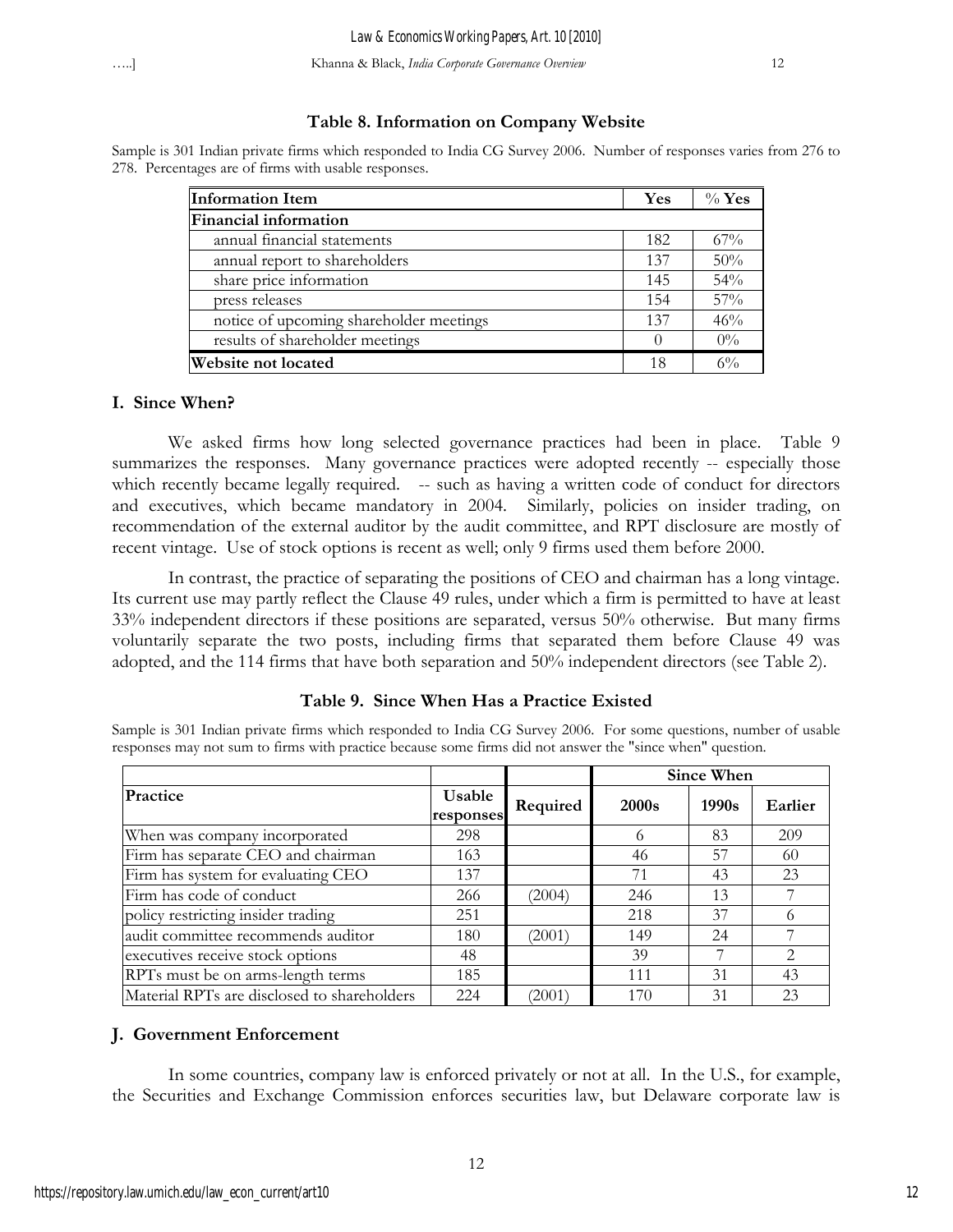### Table 8. Information on Company Website

Sample is 301 Indian private firms which responded to India CG Survey 2006. Number of responses varies from 276 to 278. Percentages are of firms with usable responses.

| Information Item | Yes | % Yes |
|---|---|---|
| **Financial information** | | |
| annual financial statements | 182 | 67% |
| annual report to shareholders | 137 | 50% |
| share price information | 145 | 54% |
| press releases | 154 | 57% |
| notice of upcoming shareholder meetings | 137 | 46% |
| results of shareholder meetings | 0 | 0% |
| **Website not located** | 18 | 6% |

## I. Since When?

We asked firms how long selected governance practices had been in place. Table 9 summarizes the responses. Many governance practices were adopted recently -- especially those which recently became legally required. -- such as having a written code of conduct for directors and executives, which became mandatory in 2004. Similarly, policies on insider trading, on recommendation of the external auditor by the audit committee, and RPT disclosure are mostly of recent vintage. Use of stock options is recent as well; only 9 firms used them before 2000.

In contrast, the practice of separating the positions of CEO and chairman has a long vintage. Its current use may partly reflect the Clause 49 rules, under which a firm is permitted to have at least 33% independent directors if these positions are separated, versus 50% otherwise. But many firms voluntarily separate the two posts, including firms that separated them before Clause 49 was adopted, and the 114 firms that have both separation and 50% independent directors (see Table 2).

### Table 9. Since When Has a Practice Existed

Sample is 301 Indian private firms which responded to India CG Survey 2006. For some questions, number of usable responses may not sum to firms with practice because some firms did not answer the "since when" question.

| | | | Since When | | |
|---|---|---|---|---|---|
| **Practice** | **Usable responses** | **Required** | **2000s** | **1990s** | **Earlier** |
| When was company incorporated | 298 | | 6 | 83 | 209 |
| Firm has separate CEO and chairman | 163 | | 46 | 57 | 60 |
| Firm has system for evaluating CEO | 137 | | 71 | 43 | 23 |
| Firm has code of conduct | 266 | (2004) | 246 | 13 | 7 |
| policy restricting insider trading | 251 | | 218 | 37 | 6 |
| audit committee recommends auditor | 180 | (2001) | 149 | 24 | 7 |
| executives receive stock options | 48 | | 39 | 7 | 2 |
| RPTs must be on arms-length terms | 185 | | 111 | 31 | 43 |
| Material RPTs are disclosed to shareholders | 224 | (2001) | 170 | 31 | 23 |

## J. Government Enforcement

In some countries, company law is enforced privately or not at all. In the U.S., for example, the Securities and Exchange Commission enforces securities law, but Delaware corporate law is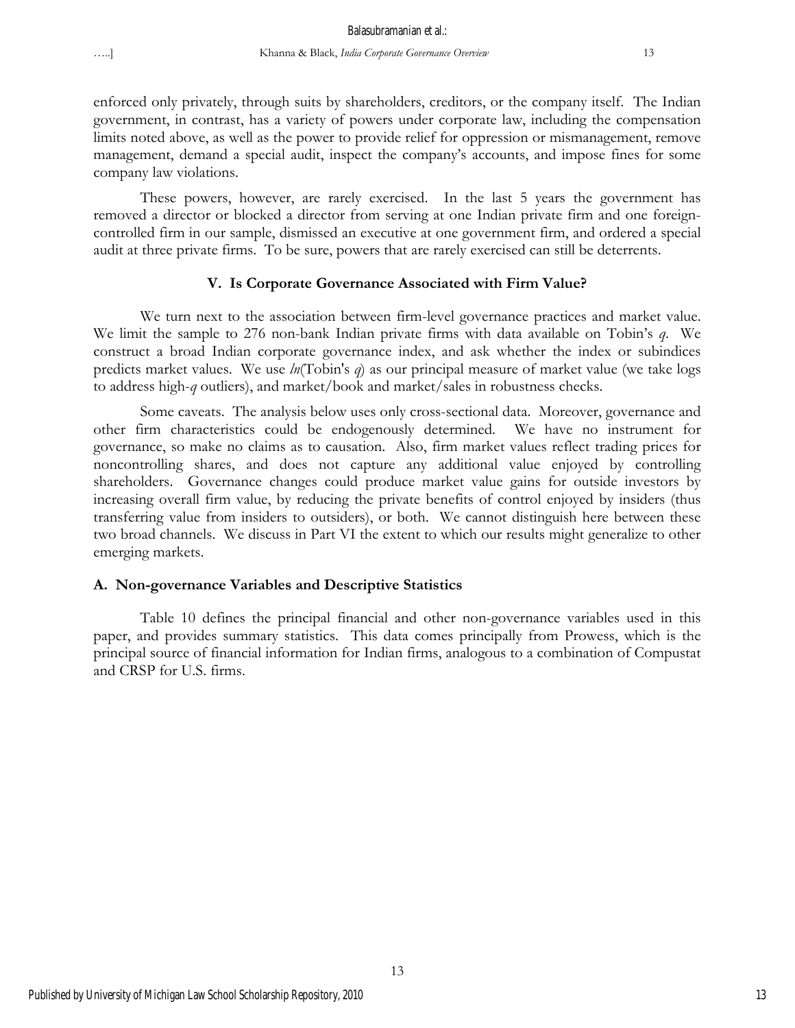enforced only privately, through suits by shareholders, creditors, or the company itself. The Indian government, in contrast, has a variety of powers under corporate law, including the compensation limits noted above, as well as the power to provide relief for oppression or mismanagement, remove management, demand a special audit, inspect the company's accounts, and impose fines for some company law violations.

These powers, however, are rarely exercised. In the last 5 years the government has removed a director or blocked a director from serving at one Indian private firm and one foreign-controlled firm in our sample, dismissed an executive at one government firm, and ordered a special audit at three private firms. To be sure, powers that are rarely exercised can still be deterrents.

## V. Is Corporate Governance Associated with Firm Value?

We turn next to the association between firm-level governance practices and market value. We limit the sample to 276 non-bank Indian private firms with data available on Tobin's *q*. We construct a broad Indian corporate governance index, and ask whether the index or subindices predicts market values. We use *ln*(Tobin's *q*) as our principal measure of market value (we take logs to address high-*q* outliers), and market/book and market/sales in robustness checks.

Some caveats. The analysis below uses only cross-sectional data. Moreover, governance and other firm characteristics could be endogenously determined. We have no instrument for governance, so make no claims as to causation. Also, firm market values reflect trading prices for noncontrolling shares, and does not capture any additional value enjoyed by controlling shareholders. Governance changes could produce market value gains for outside investors by increasing overall firm value, by reducing the private benefits of control enjoyed by insiders (thus transferring value from insiders to outsiders), or both. We cannot distinguish here between these two broad channels. We discuss in Part VI the extent to which our results might generalize to other emerging markets.

### A. Non-governance Variables and Descriptive Statistics

Table 10 defines the principal financial and other non-governance variables used in this paper, and provides summary statistics. This data comes principally from Prowess, which is the principal source of financial information for Indian firms, analogous to a combination of Compustat and CRSP for U.S. firms.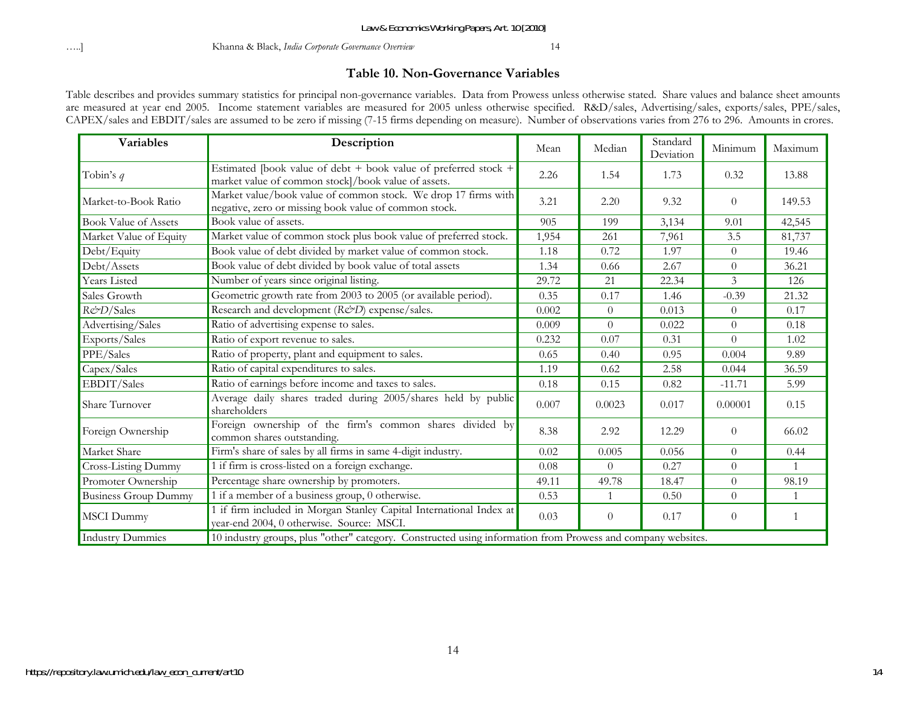## Table 10. Non-Governance Variables

Table describes and provides summary statistics for principal non-governance variables. Data from Prowess unless otherwise stated. Share values and balance sheet amounts are measured at year end 2005. Income statement variables are measured for 2005 unless otherwise specified. R&D/sales, Advertising/sales, exports/sales, PPE/sales, CAPEX/sales and EBDIT/sales are assumed to be zero if missing (7-15 firms depending on measure). Number of observations varies from 276 to 296. Amounts in crores.

| Variables | Description | Mean | Median | Standard Deviation | Minimum | Maximum |
|---|---|---|---|---|---|---|
| Tobin's *q* | Estimated [book value of debt + book value of preferred stock + market value of common stock]/book value of assets. | 2.26 | 1.54 | 1.73 | 0.32 | 13.88 |
| Market-to-Book Ratio | Market value/book value of common stock. We drop 17 firms with negative, zero or missing book value of common stock. | 3.21 | 2.20 | 9.32 | 0 | 149.53 |
| Book Value of Assets | Book value of assets. | 905 | 199 | 3,134 | 9.01 | 42,545 |
| Market Value of Equity | Market value of common stock plus book value of preferred stock. | 1,954 | 261 | 7,961 | 3.5 | 81,737 |
| Debt/Equity | Book value of debt divided by market value of common stock. | 1.18 | 0.72 | 1.97 | 0 | 19.46 |
| Debt/Assets | Book value of debt divided by book value of total assets | 1.34 | 0.66 | 2.67 | 0 | 36.21 |
| Years Listed | Number of years since original listing. | 29.72 | 21 | 22.34 | 3 | 126 |
| Sales Growth | Geometric growth rate from 2003 to 2005 (or available period). | 0.35 | 0.17 | 1.46 | -0.39 | 21.32 |
| *R&D*/Sales | Research and development (*R&D*) expense/sales. | 0.002 | 0 | 0.013 | 0 | 0.17 |
| Advertising/Sales | Ratio of advertising expense to sales. | 0.009 | 0 | 0.022 | 0 | 0.18 |
| Exports/Sales | Ratio of export revenue to sales. | 0.232 | 0.07 | 0.31 | 0 | 1.02 |
| PPE/Sales | Ratio of property, plant and equipment to sales. | 0.65 | 0.40 | 0.95 | 0.004 | 9.89 |
| Capex/Sales | Ratio of capital expenditures to sales. | 1.19 | 0.62 | 2.58 | 0.044 | 36.59 |
| EBDIT/Sales | Ratio of earnings before income and taxes to sales. | 0.18 | 0.15 | 0.82 | -11.71 | 5.99 |
| Share Turnover | Average daily shares traded during 2005/shares held by public shareholders | 0.007 | 0.0023 | 0.017 | 0.00001 | 0.15 |
| Foreign Ownership | Foreign ownership of the firm's common shares divided by common shares outstanding. | 8.38 | 2.92 | 12.29 | 0 | 66.02 |
| Market Share | Firm's share of sales by all firms in same 4-digit industry. | 0.02 | 0.005 | 0.056 | 0 | 0.44 |
| Cross-Listing Dummy | 1 if firm is cross-listed on a foreign exchange. | 0.08 | 0 | 0.27 | 0 | 1 |
| Promoter Ownership | Percentage share ownership by promoters. | 49.11 | 49.78 | 18.47 | 0 | 98.19 |
| Business Group Dummy | 1 if a member of a business group, 0 otherwise. | 0.53 | 1 | 0.50 | 0 | 1 |
| MSCI Dummy | 1 if firm included in Morgan Stanley Capital International Index at year-end 2004, 0 otherwise. Source: MSCI. | 0.03 | 0 | 0.17 | 0 | 1 |
| Industry Dummies | 10 industry groups, plus "other" category. Constructed using information from Prowess and company websites. | | | | | |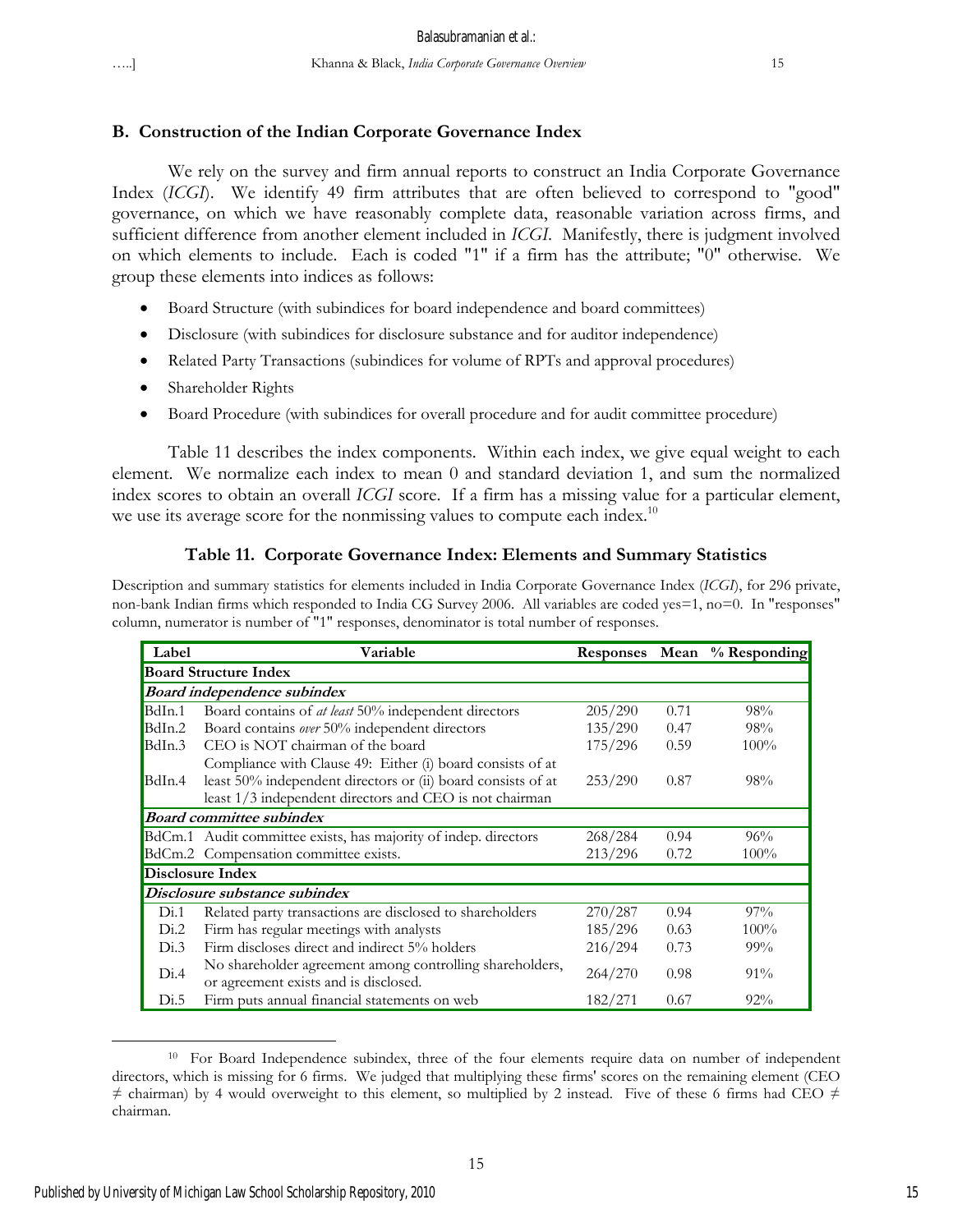### B. Construction of the Indian Corporate Governance Index

We rely on the survey and firm annual reports to construct an India Corporate Governance Index (*ICGI*). We identify 49 firm attributes that are often believed to correspond to "good" governance, on which we have reasonably complete data, reasonable variation across firms, and sufficient difference from another element included in *ICGI*. Manifestly, there is judgment involved on which elements to include. Each is coded "1" if a firm has the attribute; "0" otherwise. We group these elements into indices as follows:

- Board Structure (with subindices for board independence and board committees)
- Disclosure (with subindices for disclosure substance and for auditor independence)
- Related Party Transactions (subindices for volume of RPTs and approval procedures)
- Shareholder Rights
- Board Procedure (with subindices for overall procedure and for audit committee procedure)

Table 11 describes the index components. Within each index, we give equal weight to each element. We normalize each index to mean 0 and standard deviation 1, and sum the normalized index scores to obtain an overall *ICGI* score. If a firm has a missing value for a particular element, we use its average score for the nonmissing values to compute each index.[10]

**Table 11. Corporate Governance Index: Elements and Summary Statistics**

Description and summary statistics for elements included in India Corporate Governance Index (*ICGI*), for 296 private, non-bank Indian firms which responded to India CG Survey 2006. All variables are coded yes=1, no=0. In "responses" column, numerator is number of "1" responses, denominator is total number of responses.

| Label | Variable | Responses | Mean | % Responding |
|---|---|---|---|---|
| **Board Structure Index** | | | | |
| ***Board independence subindex*** | | | | |
| BdIn.1 | Board contains of *at least* 50% independent directors | 205/290 | 0.71 | 98% |
| BdIn.2 | Board contains *over* 50% independent directors | 135/290 | 0.47 | 98% |
| BdIn.3 | CEO is NOT chairman of the board | 175/296 | 0.59 | 100% |
| BdIn.4 | Compliance with Clause 49: Either (i) board consists of at least 50% independent directors or (ii) board consists of at least 1/3 independent directors and CEO is not chairman | 253/290 | 0.87 | 98% |
| ***Board committee subindex*** | | | | |
| BdCm.1 | Audit committee exists, has majority of indep. directors | 268/284 | 0.94 | 96% |
| BdCm.2 | Compensation committee exists. | 213/296 | 0.72 | 100% |
| **Disclosure Index** | | | | |
| ***Disclosure substance subindex*** | | | | |
| Di.1 | Related party transactions are disclosed to shareholders | 270/287 | 0.94 | 97% |
| Di.2 | Firm has regular meetings with analysts | 185/296 | 0.63 | 100% |
| Di.3 | Firm discloses direct and indirect 5% holders | 216/294 | 0.73 | 99% |
| Di.4 | No shareholder agreement among controlling shareholders, or agreement exists and is disclosed. | 264/270 | 0.98 | 91% |
| Di.5 | Firm puts annual financial statements on web | 182/271 | 0.67 | 92% |

[10] For Board Independence subindex, three of the four elements require data on number of independent directors, which is missing for 6 firms. We judged that multiplying these firms' scores on the remaining element (CEO $\neq$ chairman) by 4 would overweight to this element, so multiplied by 2 instead. Five of these 6 firms had CEO $\neq$ chairman.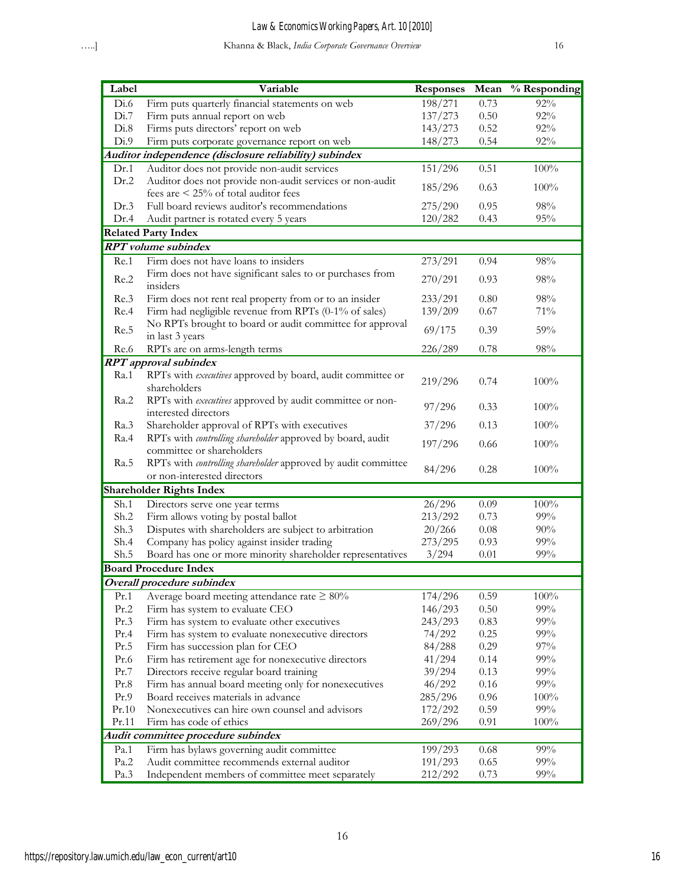| Label | Variable | Responses | Mean | % Responding |
|---|---|---|---|---|
| Di.6 | Firm puts quarterly financial statements on web | 198/271 | 0.73 | 92% |
| Di.7 | Firm puts annual report on web | 137/273 | 0.50 | 92% |
| Di.8 | Firms puts directors' report on web | 143/273 | 0.52 | 92% |
| Di.9 | Firm puts corporate governance report on web | 148/273 | 0.54 | 92% |
| ***Auditor independence (disclosure reliability) subindex*** | | | | |
| Dr.1 | Auditor does not provide non-audit services | 151/296 | 0.51 | 100% |
| Dr.2 | Auditor does not provide non-audit services or non-audit fees are < 25% of total auditor fees | 185/296 | 0.63 | 100% |
| Dr.3 | Full board reviews auditor's recommendations | 275/290 | 0.95 | 98% |
| Dr.4 | Audit partner is rotated every 5 years | 120/282 | 0.43 | 95% |
| **Related Party Index** | | | | |
| ***RPT volume subindex*** | | | | |
| Re.1 | Firm does not have loans to insiders | 273/291 | 0.94 | 98% |
| Re.2 | Firm does not have significant sales to or purchases from insiders | 270/291 | 0.93 | 98% |
| Re.3 | Firm does not rent real property from or to an insider | 233/291 | 0.80 | 98% |
| Re.4 | Firm had negligible revenue from RPTs (0-1% of sales) | 139/209 | 0.67 | 71% |
| Re.5 | No RPTs brought to board or audit committee for approval in last 3 years | 69/175 | 0.39 | 59% |
| Re.6 | RPTs are on arms-length terms | 226/289 | 0.78 | 98% |
| ***RPT approval subindex*** | | | | |
| Ra.1 | RPTs with *executives* approved by board, audit committee or shareholders | 219/296 | 0.74 | 100% |
| Ra.2 | RPTs with *executives* approved by audit committee or non-interested directors | 97/296 | 0.33 | 100% |
| Ra.3 | Shareholder approval of RPTs with executives | 37/296 | 0.13 | 100% |
| Ra.4 | RPTs with *controlling shareholder* approved by board, audit committee or shareholders | 197/296 | 0.66 | 100% |
| Ra.5 | RPTs with *controlling shareholder* approved by audit committee or non-interested directors | 84/296 | 0.28 | 100% |
| **Shareholder Rights Index** | | | | |
| Sh.1 | Directors serve one year terms | 26/296 | 0.09 | 100% |
| Sh.2 | Firm allows voting by postal ballot | 213/292 | 0.73 | 99% |
| Sh.3 | Disputes with shareholders are subject to arbitration | 20/266 | 0.08 | 90% |
| Sh.4 | Company has policy against insider trading | 273/295 | 0.93 | 99% |
| Sh.5 | Board has one or more minority shareholder representatives | 3/294 | 0.01 | 99% |
| **Board Procedure Index** | | | | |
| ***Overall procedure subindex*** | | | | |
| Pr.1 | Average board meeting attendance rate ≥ 80% | 174/296 | 0.59 | 100% |
| Pr.2 | Firm has system to evaluate CEO | 146/293 | 0.50 | 99% |
| Pr.3 | Firm has system to evaluate other executives | 243/293 | 0.83 | 99% |
| Pr.4 | Firm has system to evaluate nonexecutive directors | 74/292 | 0.25 | 99% |
| Pr.5 | Firm has succession plan for CEO | 84/288 | 0.29 | 97% |
| Pr.6 | Firm has retirement age for nonexecutive directors | 41/294 | 0.14 | 99% |
| Pr.7 | Directors receive regular board training | 39/294 | 0.13 | 99% |
| Pr.8 | Firm has annual board meeting only for nonexecutives | 46/292 | 0.16 | 99% |
| Pr.9 | Board receives materials in advance | 285/296 | 0.96 | 100% |
| Pr.10 | Nonexecutives can hire own counsel and advisors | 172/292 | 0.59 | 99% |
| Pr.11 | Firm has code of ethics | 269/296 | 0.91 | 100% |
| ***Audit committee procedure subindex*** | | | | |
| Pa.1 | Firm has bylaws governing audit committee | 199/293 | 0.68 | 99% |
| Pa.2 | Audit committee recommends external auditor | 191/293 | 0.65 | 99% |
| Pa.3 | Independent members of committee meet separately | 212/292 | 0.73 | 99% |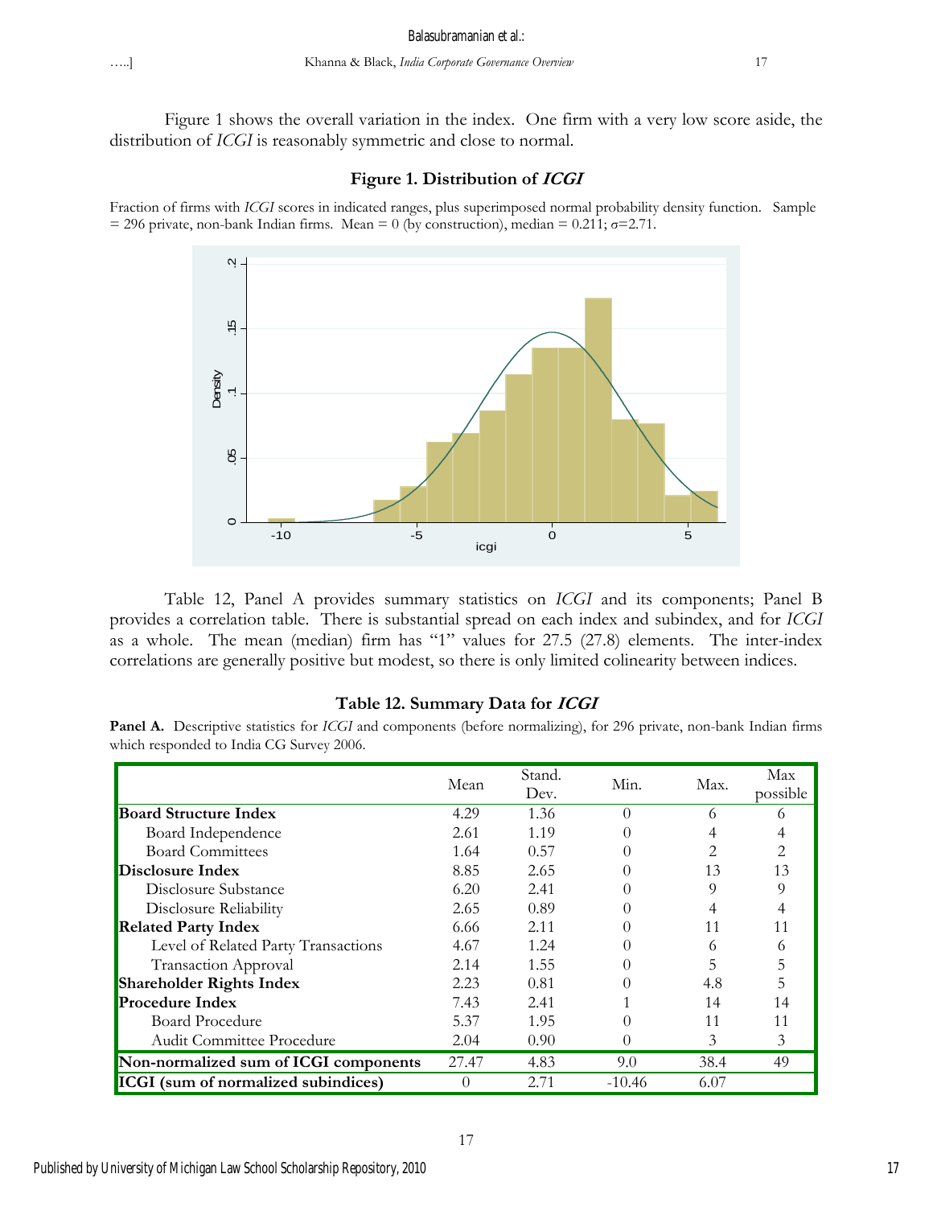Figure 1 shows the overall variation in the index. One firm with a very low score aside, the distribution of *ICGI* is reasonably symmetric and close to normal.

**Figure 1. Distribution of *ICGI***

Fraction of firms with *ICGI* scores in indicated ranges, plus superimposed normal probability density function. Sample = 296 private, non-bank Indian firms. Mean = 0 (by construction), median = 0.211; $\sigma$=2.71.

Table 12, Panel A provides summary statistics on *ICGI* and its components; Panel B provides a correlation table. There is substantial spread on each index and subindex, and for *ICGI* as a whole. The mean (median) firm has "1" values for 27.5 (27.8) elements. The inter-index correlations are generally positive but modest, so there is only limited colinearity between indices.

**Table 12. Summary Data for *ICGI***

**Panel A.** Descriptive statistics for *ICGI* and components (before normalizing), for 296 private, non-bank Indian firms which responded to India CG Survey 2006.

| | Mean | Stand. Dev. | Min. | Max. | Max possible |
|---|---|---|---|---|---|
| **Board Structure Index** | 4.29 | 1.36 | 0 | 6 | 6 |
| Board Independence | 2.61 | 1.19 | 0 | 4 | 4 |
| Board Committees | 1.64 | 0.57 | 0 | 2 | 2 |
| **Disclosure Index** | 8.85 | 2.65 | 0 | 13 | 13 |
| Disclosure Substance | 6.20 | 2.41 | 0 | 9 | 9 |
| Disclosure Reliability | 2.65 | 0.89 | 0 | 4 | 4 |
| **Related Party Index** | 6.66 | 2.11 | 0 | 11 | 11 |
| Level of Related Party Transactions | 4.67 | 1.24 | 0 | 6 | 6 |
| Transaction Approval | 2.14 | 1.55 | 0 | 5 | 5 |
| **Shareholder Rights Index** | 2.23 | 0.81 | 0 | 4.8 | 5 |
| **Procedure Index** | 7.43 | 2.41 | 1 | 14 | 14 |
| Board Procedure | 5.37 | 1.95 | 0 | 11 | 11 |
| Audit Committee Procedure | 2.04 | 0.90 | 0 | 3 | 3 |
| **Non-normalized sum of ICGI components** | 27.47 | 4.83 | 9.0 | 38.4 | 49 |
| **ICGI (sum of normalized subindices)** | 0 | 2.71 | -10.46 | 6.07 | |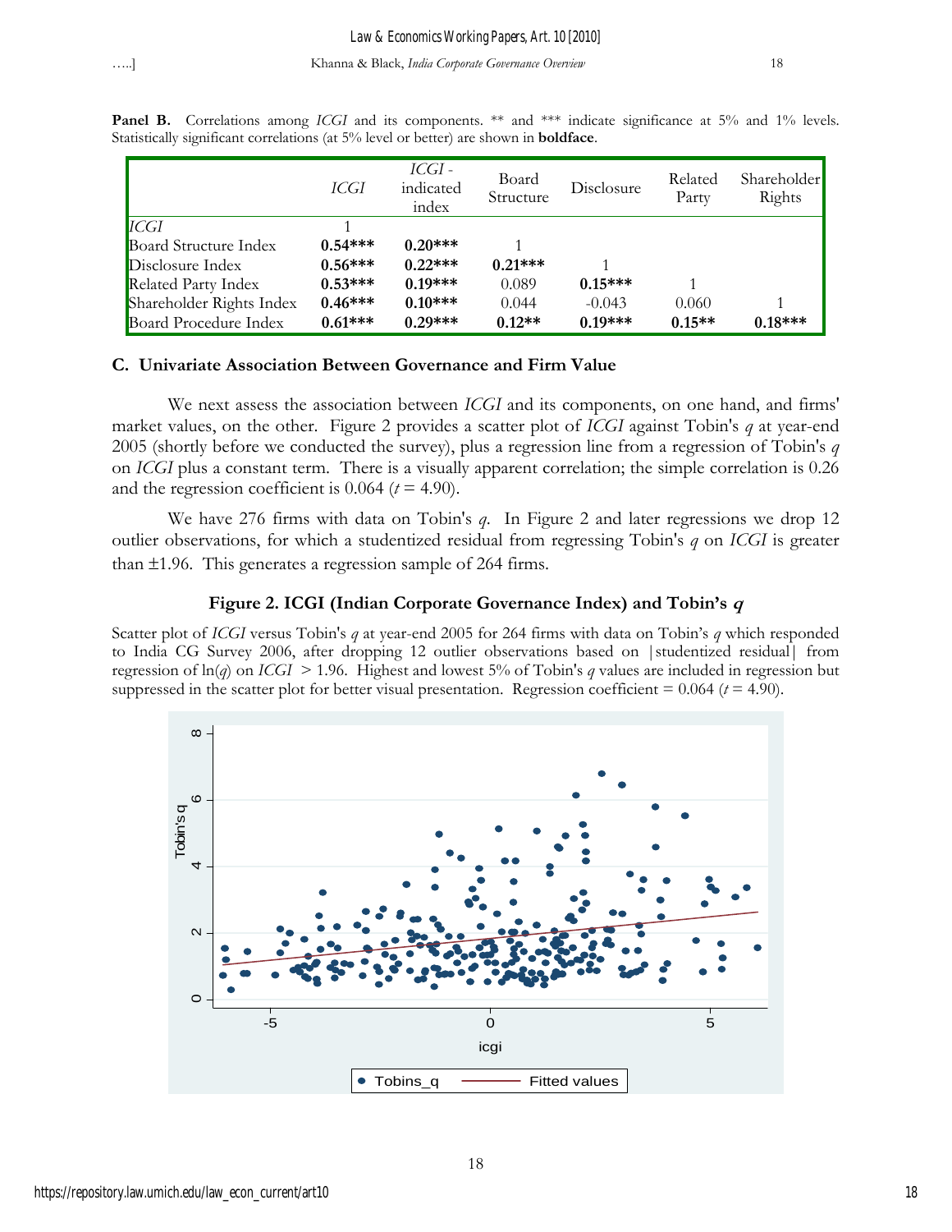**Panel B.** Correlations among *ICGI* and its components. ** and *** indicate significance at 5% and 1% levels. Statistically significant correlations (at 5% level or better) are shown in **boldface**.

| | *ICGI* | *ICGI* - indicated index | Board Structure | Disclosure | Related Party | Shareholder Rights |
|---|---|---|---|---|---|---|
| *ICGI* | 1 | | | | | |
| Board Structure Index | **0.54*** ** | **0.20*** ** | 1 | | | |
| Disclosure Index | **0.56*** ** | **0.22*** ** | **0.21*** ** | 1 | | |
| Related Party Index | **0.53*** ** | **0.19*** ** | 0.089 | **0.15*** ** | 1 | |
| Shareholder Rights Index | **0.46*** ** | **0.10*** ** | 0.044 | -0.043 | 0.060 | 1 |
| Board Procedure Index | **0.61*** ** | **0.29*** ** | **0.12** ** | **0.19*** ** | **0.15** ** | **0.18*** ** |

## C. Univariate Association Between Governance and Firm Value

We next assess the association between *ICGI* and its components, on one hand, and firms' market values, on the other. Figure 2 provides a scatter plot of *ICGI* against Tobin's $q$ at year-end 2005 (shortly before we conducted the survey), plus a regression line from a regression of Tobin's $q$ on *ICGI* plus a constant term. There is a visually apparent correlation; the simple correlation is 0.26 and the regression coefficient is 0.064 ($t$ = 4.90).

We have 276 firms with data on Tobin's $q$. In Figure 2 and later regressions we drop 12 outlier observations, for which a studentized residual from regressing Tobin's $q$ on *ICGI* is greater than ±1.96. This generates a regression sample of 264 firms.

### Figure 2. ICGI (Indian Corporate Governance Index) and Tobin's $q$

Scatter plot of *ICGI* versus Tobin's $q$ at year-end 2005 for 264 firms with data on Tobin's $q$ which responded to India CG Survey 2006, after dropping 12 outlier observations based on |studentized residual| from regression of ln($q$) on *ICGI* > 1.96. Highest and lowest 5% of Tobin's $q$ values are included in regression but suppressed in the scatter plot for better visual presentation. Regression coefficient = 0.064 ($t$ = 4.90).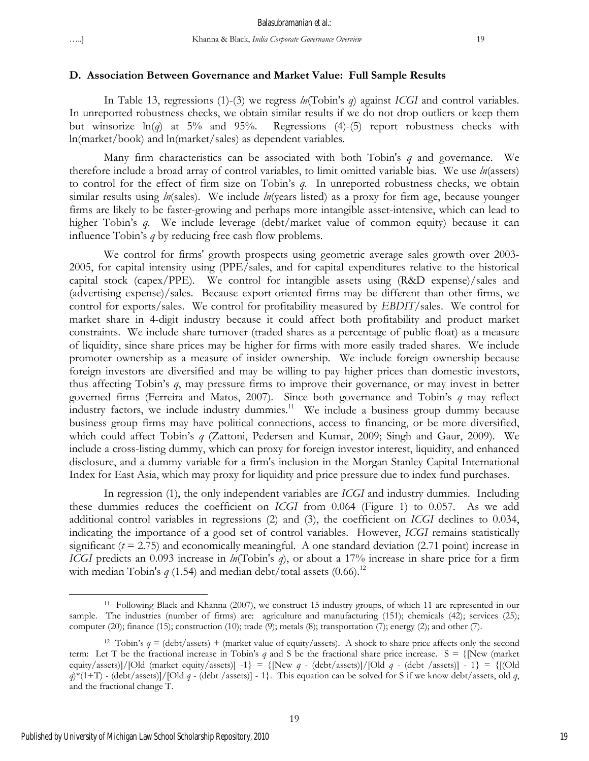### D. Association Between Governance and Market Value: Full Sample Results

In Table 13, regressions (1)-(3) we regress *ln*(Tobin's *q*) against *ICGI* and control variables. In unreported robustness checks, we obtain similar results if we do not drop outliers or keep them but winsorize ln(*q*) at 5% and 95%. Regressions (4)-(5) report robustness checks with ln(market/book) and ln(market/sales) as dependent variables.

Many firm characteristics can be associated with both Tobin's *q* and governance. We therefore include a broad array of control variables, to limit omitted variable bias. We use *ln*(assets) to control for the effect of firm size on Tobin's *q*. In unreported robustness checks, we obtain similar results using *ln*(sales). We include *ln*(years listed) as a proxy for firm age, because younger firms are likely to be faster-growing and perhaps more intangible asset-intensive, which can lead to higher Tobin's *q*. We include leverage (debt/market value of common equity) because it can influence Tobin's *q* by reducing free cash flow problems.

We control for firms' growth prospects using geometric average sales growth over 2003-2005, for capital intensity using (PPE/sales, and for capital expenditures relative to the historical capital stock (capex/PPE). We control for intangible assets using (R&D expense)/sales and (advertising expense)/sales. Because export-oriented firms may be different than other firms, we control for exports/sales. We control for profitability measured by *EBDIT*/sales. We control for market share in 4-digit industry because it could affect both profitability and product market constraints. We include share turnover (traded shares as a percentage of public float) as a measure of liquidity, since share prices may be higher for firms with more easily traded shares. We include promoter ownership as a measure of insider ownership. We include foreign ownership because foreign investors are diversified and may be willing to pay higher prices than domestic investors, thus affecting Tobin's *q*, may pressure firms to improve their governance, or may invest in better governed firms (Ferreira and Matos, 2007). Since both governance and Tobin's *q* may reflect industry factors, we include industry dummies.[11] We include a business group dummy because business group firms may have political connections, access to financing, or be more diversified, which could affect Tobin's *q* (Zattoni, Pedersen and Kumar, 2009; Singh and Gaur, 2009). We include a cross-listing dummy, which can proxy for foreign investor interest, liquidity, and enhanced disclosure, and a dummy variable for a firm's inclusion in the Morgan Stanley Capital International Index for East Asia, which may proxy for liquidity and price pressure due to index fund purchases.

In regression (1), the only independent variables are *ICGI* and industry dummies. Including these dummies reduces the coefficient on *ICGI* from 0.064 (Figure 1) to 0.057. As we add additional control variables in regressions (2) and (3), the coefficient on *ICGI* declines to 0.034, indicating the importance of a good set of control variables. However, *ICGI* remains statistically significant ($t = 2.75$) and economically meaningful. A one standard deviation (2.71 point) increase in *ICGI* predicts an 0.093 increase in *ln*(Tobin's *q*), or about a 17% increase in share price for a firm with median Tobin's *q* (1.54) and median debt/total assets (0.66).[12]

---

[11] Following Black and Khanna (2007), we construct 15 industry groups, of which 11 are represented in our sample. The industries (number of firms) are: agriculture and manufacturing (151); chemicals (42); services (25); computer (20); finance (15); construction (10); trade (9); metals (8); transportation (7); energy (2); and other (7).

[12] Tobin's $q$ = (debt/assets) + (market value of equity/assets). A shock to share price affects only the second term: Let T be the fractional increase in Tobin's $q$ and S be the fractional share price increase. S = {[New (market equity/assets)]/[Old (market equity/assets)] -1} = {[New $q$ - (debt/assets)]/[Old $q$ - (debt /assets)] - 1} = {[(Old $q$)*(1+T) - (debt/assets)]/[Old $q$ - (debt /assets)] - 1}. This equation can be solved for S if we know debt/assets, old $q$, and the fractional change T.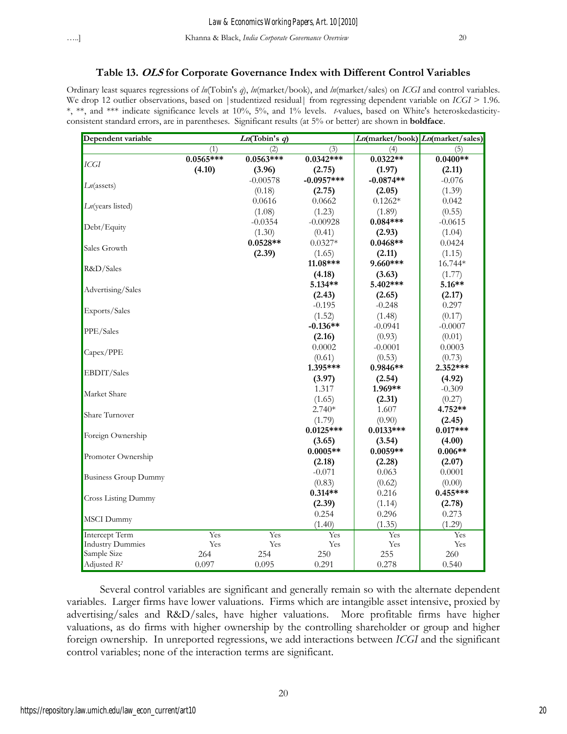### Table 13. *OLS* for Corporate Governance Index with Different Control Variables

Ordinary least squares regressions of *ln*(Tobin's *q*), *ln*(market/book), and *ln*(market/sales) on *ICGI* and control variables. We drop 12 outlier observations, based on |studentized residual| from regressing dependent variable on *ICGI* > 1.96. *, **, and *** indicate significance levels at 10%, 5%, and 1% levels. *t*-values, based on White's heteroskedasticity-consistent standard errors, are in parentheses. Significant results (at 5% or better) are shown in **boldface**.

| Dependent variable | *Ln*(Tobin's *q*) | | | *Ln*(market/book) | *Ln*(market/sales) |
|---|---|---|---|---|---|
| | (1) | (2) | (3) | (4) | (5) |
| *ICGI* | **0.0565***** | **0.0563***** | **0.0342***** | **0.0322**** | **0.0400**** |
| | **(4.10)** | **(3.96)** | **(2.75)** | **(1.97)** | **(2.11)** |
| *Ln*(assets) | | -0.00578 | **-0.0957***** | **-0.0874**** | -0.076 |
| | | (0.18) | **(2.75)** | **(2.05)** | (1.39) |
| *Ln*(years listed) | | 0.0616 | 0.0662 | 0.1262* | 0.042 |
| | | (1.08) | (1.23) | (1.89) | (0.55) |
| Debt/Equity | | -0.0354 | -0.00928 | **0.084***** | -0.0615 |
| | | (1.30) | (0.41) | **(2.93)** | (1.04) |
| Sales Growth | | **0.0528**** | 0.0327* | **0.0468**** | 0.0424 |
| | | **(2.39)** | (1.65) | **(2.11)** | (1.15) |
| R&D/Sales | | | **11.08***** | **9.660***** | 16.744* |
| | | | **(4.18)** | **(3.63)** | (1.77) |
| Advertising/Sales | | | **5.134**** | **5.402***** | **5.16**** |
| | | | **(2.43)** | **(2.65)** | **(2.17)** |
| Exports/Sales | | | -0.195 | -0.248 | 0.297 |
| | | | (1.52) | (1.48) | (0.17) |
| PPE/Sales | | | **-0.136**** | -0.0941 | -0.0007 |
| | | | **(2.16)** | (0.93) | (0.01) |
| Capex/PPE | | | 0.0002 | -0.0001 | 0.0003 |
| | | | (0.61) | (0.53) | (0.73) |
| EBDIT/Sales | | | **1.395***** | **0.9846**** | **2.352***** |
| | | | **(3.97)** | **(2.54)** | **(4.92)** |
| Market Share | | | 1.317 | **1.969**** | -0.309 |
| | | | (1.65) | **(2.31)** | (0.27) |
| Share Turnover | | | 2.740* | 1.607 | **4.752**** |
| | | | (1.79) | (0.90) | **(2.45)** |
| Foreign Ownership | | | **0.0125***** | **0.0133***** | **0.017***** |
| | | | **(3.65)** | **(3.54)** | **(4.00)** |
| Promoter Ownership | | | **0.0005**** | **0.0059**** | **0.006**** |
| | | | **(2.18)** | **(2.28)** | **(2.07)** |
| Business Group Dummy | | | -0.071 | 0.063 | 0.0001 |
| | | | (0.83) | (0.62) | (0.00) |
| Cross Listing Dummy | | | **0.314**** | 0.216 | **0.455***** |
| | | | **(2.39)** | (1.14) | **(2.78)** |
| MSCI Dummy | | | 0.254 | 0.296 | 0.273 |
| | | | (1.40) | (1.35) | (1.29) |
| Intercept Term | Yes | Yes | Yes | Yes | Yes |
| Industry Dummies | Yes | Yes | Yes | Yes | Yes |
| Sample Size | 264 | 254 | 250 | 255 | 260 |
| Adjusted $R^2$ | 0.097 | 0.095 | 0.291 | 0.278 | 0.540 |

Several control variables are significant and generally remain so with the alternate dependent variables. Larger firms have lower valuations. Firms which are intangible asset intensive, proxied by advertising/sales and R&D/sales, have higher valuations. More profitable firms have higher valuations, as do firms with higher ownership by the controlling shareholder or group and higher foreign ownership. In unreported regressions, we add interactions between *ICGI* and the significant control variables; none of the interaction terms are significant.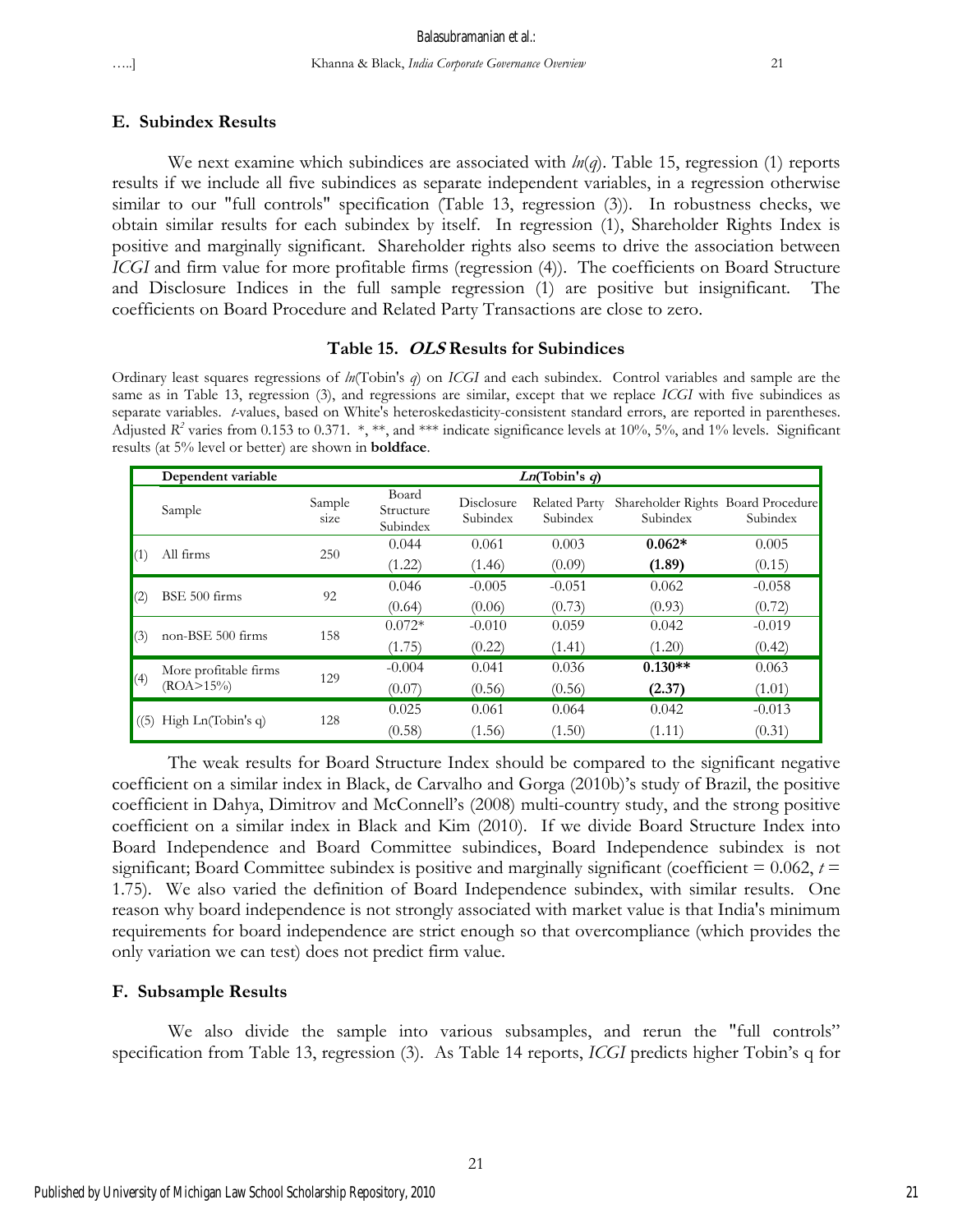## E. Subindex Results

We next examine which subindices are associated with *ln*(*q*). Table 15, regression (1) reports results if we include all five subindices as separate independent variables, in a regression otherwise similar to our "full controls" specification (Table 13, regression (3)). In robustness checks, we obtain similar results for each subindex by itself. In regression (1), Shareholder Rights Index is positive and marginally significant. Shareholder rights also seems to drive the association between *ICGI* and firm value for more profitable firms (regression (4)). The coefficients on Board Structure and Disclosure Indices in the full sample regression (1) are positive but insignificant. The coefficients on Board Procedure and Related Party Transactions are close to zero.

### Table 15. *OLS* Results for Subindices

Ordinary least squares regressions of *ln*(Tobin's *q*) on *ICGI* and each subindex. Control variables and sample are the same as in Table 13, regression (3), and regressions are similar, except that we replace *ICGI* with five subindices as separate variables. *t*-values, based on White's heteroskedasticity-consistent standard errors, are reported in parentheses. Adjusted $R^2$ varies from 0.153 to 0.371. *, **, and *** indicate significance levels at 10%, 5%, and 1% levels. Significant results (at 5% level or better) are shown in **boldface**.

| | Dependent variable | | ***Ln*(Tobin's *q*)** | | | | |
|---|---|---|---|---|---|---|---|
| | Sample | Sample size | Board Structure Subindex | Disclosure Subindex | Related Party Subindex | Shareholder Rights Subindex | Board Procedure Subindex |
| (1) | All firms | 250 | 0.044 | 0.061 | 0.003 | **0.062*** | 0.005 |
| | | | (1.22) | (1.46) | (0.09) | **(1.89)** | (0.15) |
| (2) | BSE 500 firms | 92 | 0.046 | -0.005 | -0.051 | 0.062 | -0.058 |
| | | | (0.64) | (0.06) | (0.73) | (0.93) | (0.72) |
| (3) | non-BSE 500 firms | 158 | 0.072* | -0.010 | 0.059 | 0.042 | -0.019 |
| | | | (1.75) | (0.22) | (1.41) | (1.20) | (0.42) |
| (4) | More profitable firms (ROA>15%) | 129 | -0.004 | 0.041 | 0.036 | **0.130**** | 0.063 |
| | | | (0.07) | (0.56) | (0.56) | **(2.37)** | (1.01) |
| ((5) | High Ln(Tobin's q) | 128 | 0.025 | 0.061 | 0.064 | 0.042 | -0.013 |
| | | | (0.58) | (1.56) | (1.50) | (1.11) | (0.31) |

The weak results for Board Structure Index should be compared to the significant negative coefficient on a similar index in Black, de Carvalho and Gorga (2010b)'s study of Brazil, the positive coefficient in Dahya, Dimitrov and McConnell's (2008) multi-country study, and the strong positive coefficient on a similar index in Black and Kim (2010). If we divide Board Structure Index into Board Independence and Board Committee subindices, Board Independence subindex is not significant; Board Committee subindex is positive and marginally significant (coefficient = 0.062, $t$ = 1.75). We also varied the definition of Board Independence subindex, with similar results. One reason why board independence is not strongly associated with market value is that India's minimum requirements for board independence are strict enough so that overcompliance (which provides the only variation we can test) does not predict firm value.

## F. Subsample Results

We also divide the sample into various subsamples, and rerun the "full controls" specification from Table 13, regression (3). As Table 14 reports, *ICGI* predicts higher Tobin's q for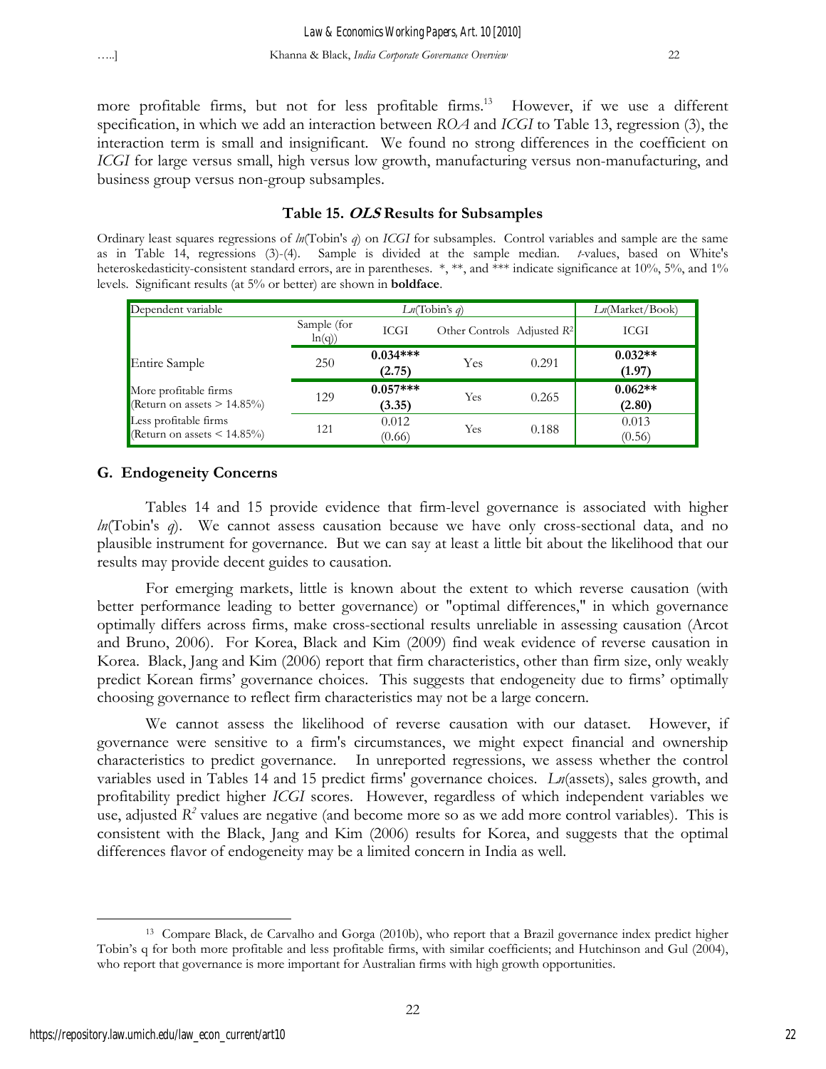more profitable firms, but not for less profitable firms.[13] However, if we use a different specification, in which we add an interaction between *ROA* and *ICGI* to Table 13, regression (3), the interaction term is small and insignificant. We found no strong differences in the coefficient on *ICGI* for large versus small, high versus low growth, manufacturing versus non-manufacturing, and business group versus non-group subsamples.

### Table 15. *OLS* Results for Subsamples

Ordinary least squares regressions of *ln*(Tobin's *q*) on *ICGI* for subsamples. Control variables and sample are the same as in Table 14, regressions (3)-(4). Sample is divided at the sample median. *t*-values, based on White's heteroskedasticity-consistent standard errors, are in parentheses. *, **, and *** indicate significance at 10%, 5%, and 1% levels. Significant results (at 5% or better) are shown in **boldface**.

| Dependent variable | *Ln*(Tobin's *q*) | | | | *Ln*(Market/Book) |
|---|---|---|---|---|---|
| | Sample (for ln(q)) | ICGI | Other Controls | Adjusted $R^2$ | ICGI |
| Entire Sample | 250 | **0.034***<br>(2.75)** | Yes | 0.291 | **0.032**<br>(1.97)** |
| More profitable firms (Return on assets > 14.85%) | 129 | **0.057***<br>(3.35)** | Yes | 0.265 | **0.062**<br>(2.80)** |
| Less profitable firms (Return on assets < 14.85%) | 121 | 0.012<br>(0.66) | Yes | 0.188 | 0.013<br>(0.56) |

## G. Endogeneity Concerns

Tables 14 and 15 provide evidence that firm-level governance is associated with higher *ln*(Tobin's *q*). We cannot assess causation because we have only cross-sectional data, and no plausible instrument for governance. But we can say at least a little bit about the likelihood that our results may provide decent guides to causation.

For emerging markets, little is known about the extent to which reverse causation (with better performance leading to better governance) or "optimal differences," in which governance optimally differs across firms, make cross-sectional results unreliable in assessing causation (Arcot and Bruno, 2006). For Korea, Black and Kim (2009) find weak evidence of reverse causation in Korea. Black, Jang and Kim (2006) report that firm characteristics, other than firm size, only weakly predict Korean firms' governance choices. This suggests that endogeneity due to firms' optimally choosing governance to reflect firm characteristics may not be a large concern.

We cannot assess the likelihood of reverse causation with our dataset. However, if governance were sensitive to a firm's circumstances, we might expect financial and ownership characteristics to predict governance. In unreported regressions, we assess whether the control variables used in Tables 14 and 15 predict firms' governance choices. *Ln*(assets), sales growth, and profitability predict higher *ICGI* scores. However, regardless of which independent variables we use, adjusted $R^2$ values are negative (and become more so as we add more control variables). This is consistent with the Black, Jang and Kim (2006) results for Korea, and suggests that the optimal differences flavor of endogeneity may be a limited concern in India as well.

[13] Compare Black, de Carvalho and Gorga (2010b), who report that a Brazil governance index predict higher Tobin's q for both more profitable and less profitable firms, with similar coefficients; and Hutchinson and Gul (2004), who report that governance is more important for Australian firms with high growth opportunities.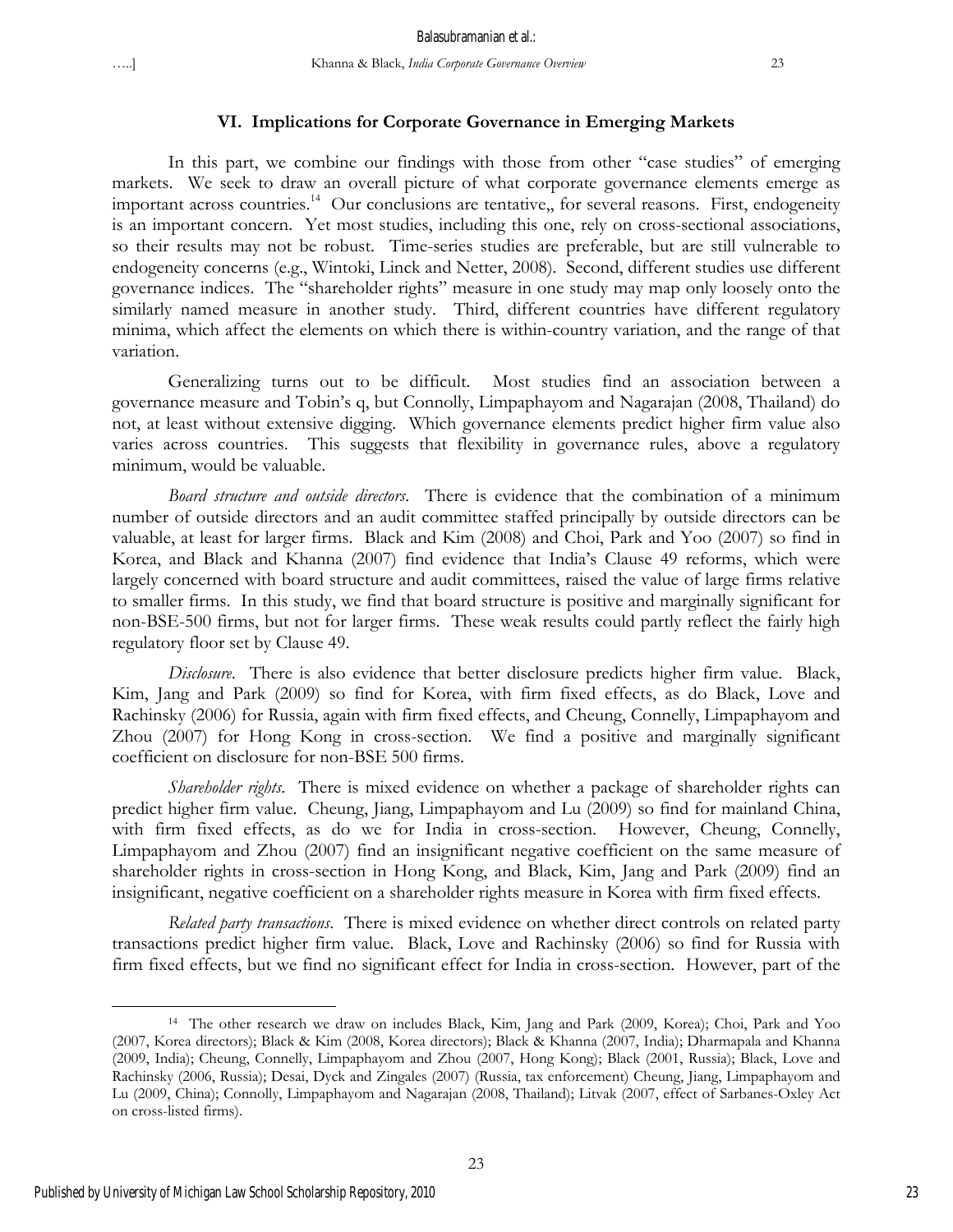### VI. Implications for Corporate Governance in Emerging Markets

In this part, we combine our findings with those from other "case studies" of emerging markets. We seek to draw an overall picture of what corporate governance elements emerge as important across countries.[14] Our conclusions are tentative,, for several reasons. First, endogeneity is an important concern. Yet most studies, including this one, rely on cross-sectional associations, so their results may not be robust. Time-series studies are preferable, but are still vulnerable to endogeneity concerns (e.g., Wintoki, Linck and Netter, 2008). Second, different studies use different governance indices. The "shareholder rights" measure in one study may map only loosely onto the similarly named measure in another study. Third, different countries have different regulatory minima, which affect the elements on which there is within-country variation, and the range of that variation.

Generalizing turns out to be difficult. Most studies find an association between a governance measure and Tobin's q, but Connolly, Limpaphayom and Nagarajan (2008, Thailand) do not, at least without extensive digging. Which governance elements predict higher firm value also varies across countries. This suggests that flexibility in governance rules, above a regulatory minimum, would be valuable.

*Board structure and outside directors*. There is evidence that the combination of a minimum number of outside directors and an audit committee staffed principally by outside directors can be valuable, at least for larger firms. Black and Kim (2008) and Choi, Park and Yoo (2007) so find in Korea, and Black and Khanna (2007) find evidence that India's Clause 49 reforms, which were largely concerned with board structure and audit committees, raised the value of large firms relative to smaller firms. In this study, we find that board structure is positive and marginally significant for non-BSE-500 firms, but not for larger firms. These weak results could partly reflect the fairly high regulatory floor set by Clause 49.

*Disclosure*. There is also evidence that better disclosure predicts higher firm value. Black, Kim, Jang and Park (2009) so find for Korea, with firm fixed effects, as do Black, Love and Rachinsky (2006) for Russia, again with firm fixed effects, and Cheung, Connelly, Limpaphayom and Zhou (2007) for Hong Kong in cross-section. We find a positive and marginally significant coefficient on disclosure for non-BSE 500 firms.

*Shareholder rights*. There is mixed evidence on whether a package of shareholder rights can predict higher firm value. Cheung, Jiang, Limpaphayom and Lu (2009) so find for mainland China, with firm fixed effects, as do we for India in cross-section. However, Cheung, Connelly, Limpaphayom and Zhou (2007) find an insignificant negative coefficient on the same measure of shareholder rights in cross-section in Hong Kong, and Black, Kim, Jang and Park (2009) find an insignificant, negative coefficient on a shareholder rights measure in Korea with firm fixed effects.

*Related party transactions*. There is mixed evidence on whether direct controls on related party transactions predict higher firm value. Black, Love and Rachinsky (2006) so find for Russia with firm fixed effects, but we find no significant effect for India in cross-section. However, part of the

[14] The other research we draw on includes Black, Kim, Jang and Park (2009, Korea); Choi, Park and Yoo (2007, Korea directors); Black & Kim (2008, Korea directors); Black & Khanna (2007, India); Dharmapala and Khanna (2009, India); Cheung, Connelly, Limpaphayom and Zhou (2007, Hong Kong); Black (2001, Russia); Black, Love and Rachinsky (2006, Russia); Desai, Dyck and Zingales (2007) (Russia, tax enforcement) Cheung, Jiang, Limpaphayom and Lu (2009, China); Connolly, Limpaphayom and Nagarajan (2008, Thailand); Litvak (2007, effect of Sarbanes-Oxley Act on cross-listed firms).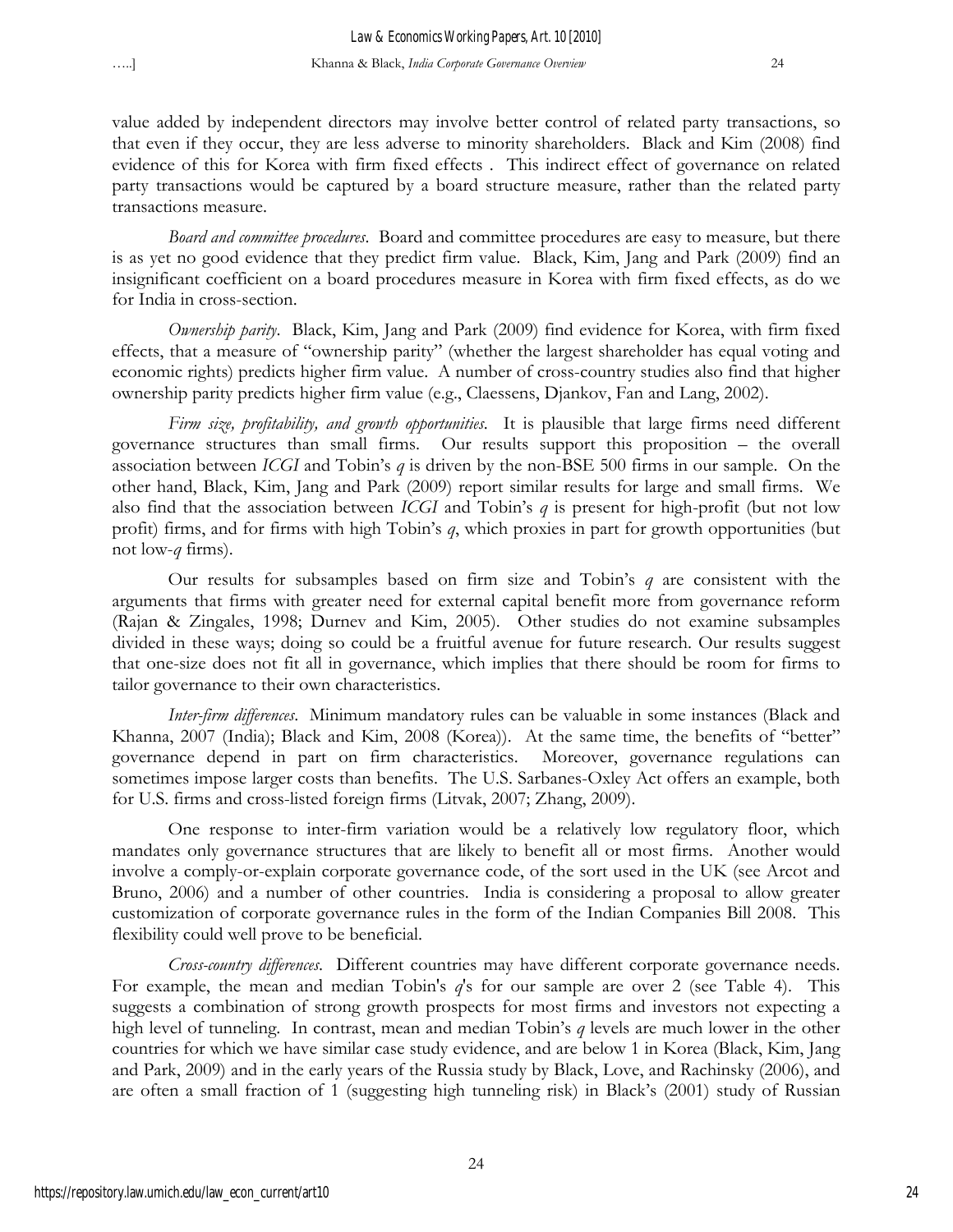value added by independent directors may involve better control of related party transactions, so that even if they occur, they are less adverse to minority shareholders. Black and Kim (2008) find evidence of this for Korea with firm fixed effects . This indirect effect of governance on related party transactions would be captured by a board structure measure, rather than the related party transactions measure.

*Board and committee procedures*. Board and committee procedures are easy to measure, but there is as yet no good evidence that they predict firm value. Black, Kim, Jang and Park (2009) find an insignificant coefficient on a board procedures measure in Korea with firm fixed effects, as do we for India in cross-section.

*Ownership parity*. Black, Kim, Jang and Park (2009) find evidence for Korea, with firm fixed effects, that a measure of "ownership parity" (whether the largest shareholder has equal voting and economic rights) predicts higher firm value. A number of cross-country studies also find that higher ownership parity predicts higher firm value (e.g., Claessens, Djankov, Fan and Lang, 2002).

*Firm size, profitability, and growth opportunities*. It is plausible that large firms need different governance structures than small firms. Our results support this proposition – the overall association between *ICGI* and Tobin's *q* is driven by the non-BSE 500 firms in our sample. On the other hand, Black, Kim, Jang and Park (2009) report similar results for large and small firms. We also find that the association between *ICGI* and Tobin's *q* is present for high-profit (but not low profit) firms, and for firms with high Tobin's *q*, which proxies in part for growth opportunities (but not low-*q* firms).

Our results for subsamples based on firm size and Tobin's *q* are consistent with the arguments that firms with greater need for external capital benefit more from governance reform (Rajan & Zingales, 1998; Durnev and Kim, 2005). Other studies do not examine subsamples divided in these ways; doing so could be a fruitful avenue for future research. Our results suggest that one-size does not fit all in governance, which implies that there should be room for firms to tailor governance to their own characteristics.

*Inter-firm differences*. Minimum mandatory rules can be valuable in some instances (Black and Khanna, 2007 (India); Black and Kim, 2008 (Korea)). At the same time, the benefits of "better" governance depend in part on firm characteristics. Moreover, governance regulations can sometimes impose larger costs than benefits. The U.S. Sarbanes-Oxley Act offers an example, both for U.S. firms and cross-listed foreign firms (Litvak, 2007; Zhang, 2009).

One response to inter-firm variation would be a relatively low regulatory floor, which mandates only governance structures that are likely to benefit all or most firms. Another would involve a comply-or-explain corporate governance code, of the sort used in the UK (see Arcot and Bruno, 2006) and a number of other countries. India is considering a proposal to allow greater customization of corporate governance rules in the form of the Indian Companies Bill 2008. This flexibility could well prove to be beneficial.

*Cross-country differences*. Different countries may have different corporate governance needs. For example, the mean and median Tobin's *q*'s for our sample are over 2 (see Table 4). This suggests a combination of strong growth prospects for most firms and investors not expecting a high level of tunneling. In contrast, mean and median Tobin's *q* levels are much lower in the other countries for which we have similar case study evidence, and are below 1 in Korea (Black, Kim, Jang and Park, 2009) and in the early years of the Russia study by Black, Love, and Rachinsky (2006), and are often a small fraction of 1 (suggesting high tunneling risk) in Black's (2001) study of Russian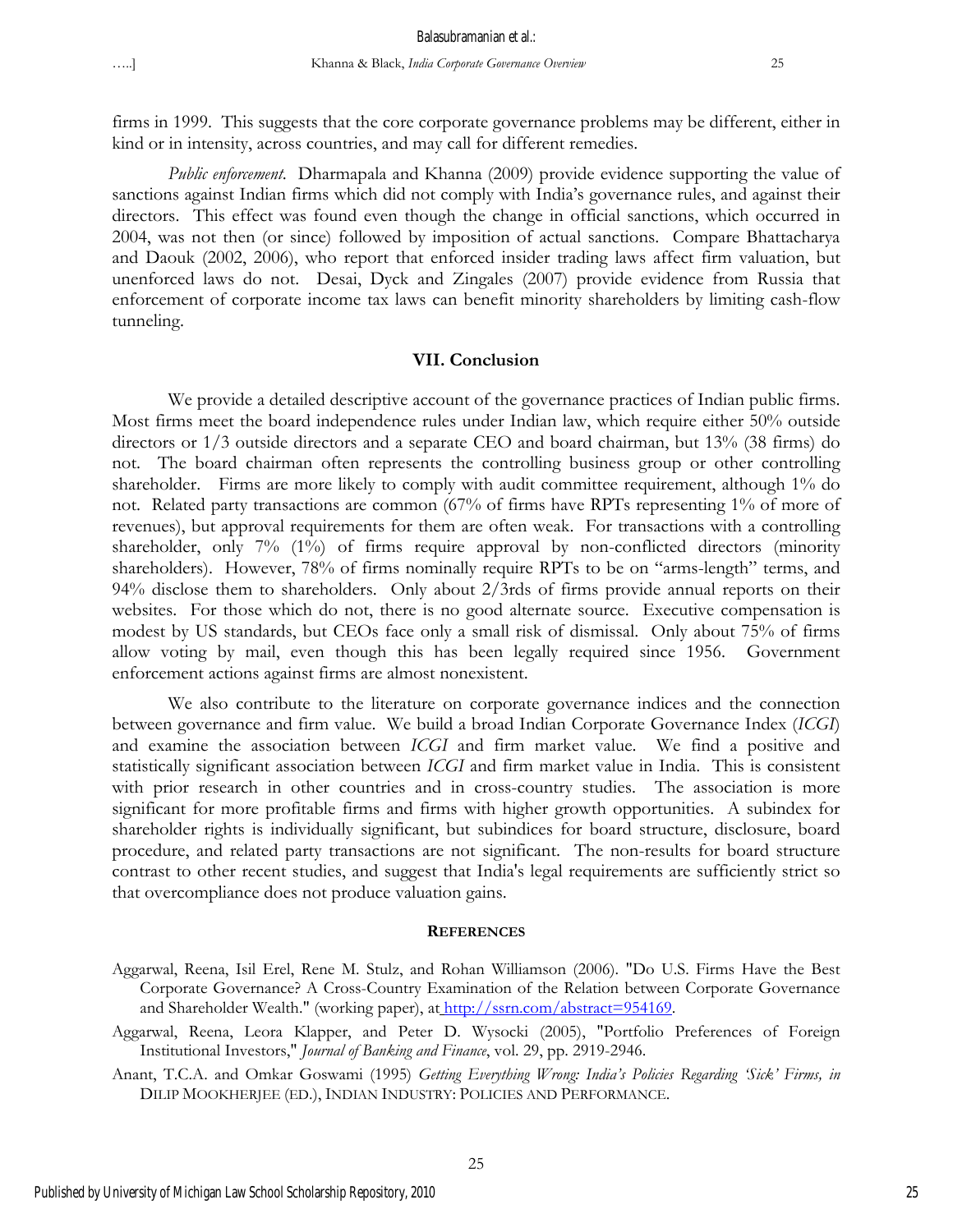firms in 1999. This suggests that the core corporate governance problems may be different, either in kind or in intensity, across countries, and may call for different remedies.

*Public enforcement*. Dharmapala and Khanna (2009) provide evidence supporting the value of sanctions against Indian firms which did not comply with India's governance rules, and against their directors. This effect was found even though the change in official sanctions, which occurred in 2004, was not then (or since) followed by imposition of actual sanctions. Compare Bhattacharya and Daouk (2002, 2006), who report that enforced insider trading laws affect firm valuation, but unenforced laws do not. Desai, Dyck and Zingales (2007) provide evidence from Russia that enforcement of corporate income tax laws can benefit minority shareholders by limiting cash-flow tunneling.

## VII. Conclusion

We provide a detailed descriptive account of the governance practices of Indian public firms. Most firms meet the board independence rules under Indian law, which require either 50% outside directors or 1/3 outside directors and a separate CEO and board chairman, but 13% (38 firms) do not. The board chairman often represents the controlling business group or other controlling shareholder. Firms are more likely to comply with audit committee requirement, although 1% do not. Related party transactions are common (67% of firms have RPTs representing 1% of more of revenues), but approval requirements for them are often weak. For transactions with a controlling shareholder, only 7% (1%) of firms require approval by non-conflicted directors (minority shareholders). However, 78% of firms nominally require RPTs to be on "arms-length" terms, and 94% disclose them to shareholders. Only about 2/3rds of firms provide annual reports on their websites. For those which do not, there is no good alternate source. Executive compensation is modest by US standards, but CEOs face only a small risk of dismissal. Only about 75% of firms allow voting by mail, even though this has been legally required since 1956. Government enforcement actions against firms are almost nonexistent.

We also contribute to the literature on corporate governance indices and the connection between governance and firm value. We build a broad Indian Corporate Governance Index (*ICGI*) and examine the association between *ICGI* and firm market value. We find a positive and statistically significant association between *ICGI* and firm market value in India. This is consistent with prior research in other countries and in cross-country studies. The association is more significant for more profitable firms and firms with higher growth opportunities. A subindex for shareholder rights is individually significant, but subindices for board structure, disclosure, board procedure, and related party transactions are not significant. The non-results for board structure contrast to other recent studies, and suggest that India's legal requirements are sufficiently strict so that overcompliance does not produce valuation gains.

## REFERENCES

Aggarwal, Reena, Isil Erel, Rene M. Stulz, and Rohan Williamson (2006). "Do U.S. Firms Have the Best Corporate Governance? A Cross-Country Examination of the Relation between Corporate Governance and Shareholder Wealth." (working paper), at http://ssrn.com/abstract=954169.

Aggarwal, Reena, Leora Klapper, and Peter D. Wysocki (2005), "Portfolio Preferences of Foreign Institutional Investors," *Journal of Banking and Finance*, vol. 29, pp. 2919-2946.

Anant, T.C.A. and Omkar Goswami (1995) *Getting Everything Wrong: India's Policies Regarding 'Sick' Firms, in* DILIP MOOKHERJEE (ED.), INDIAN INDUSTRY: POLICIES AND PERFORMANCE.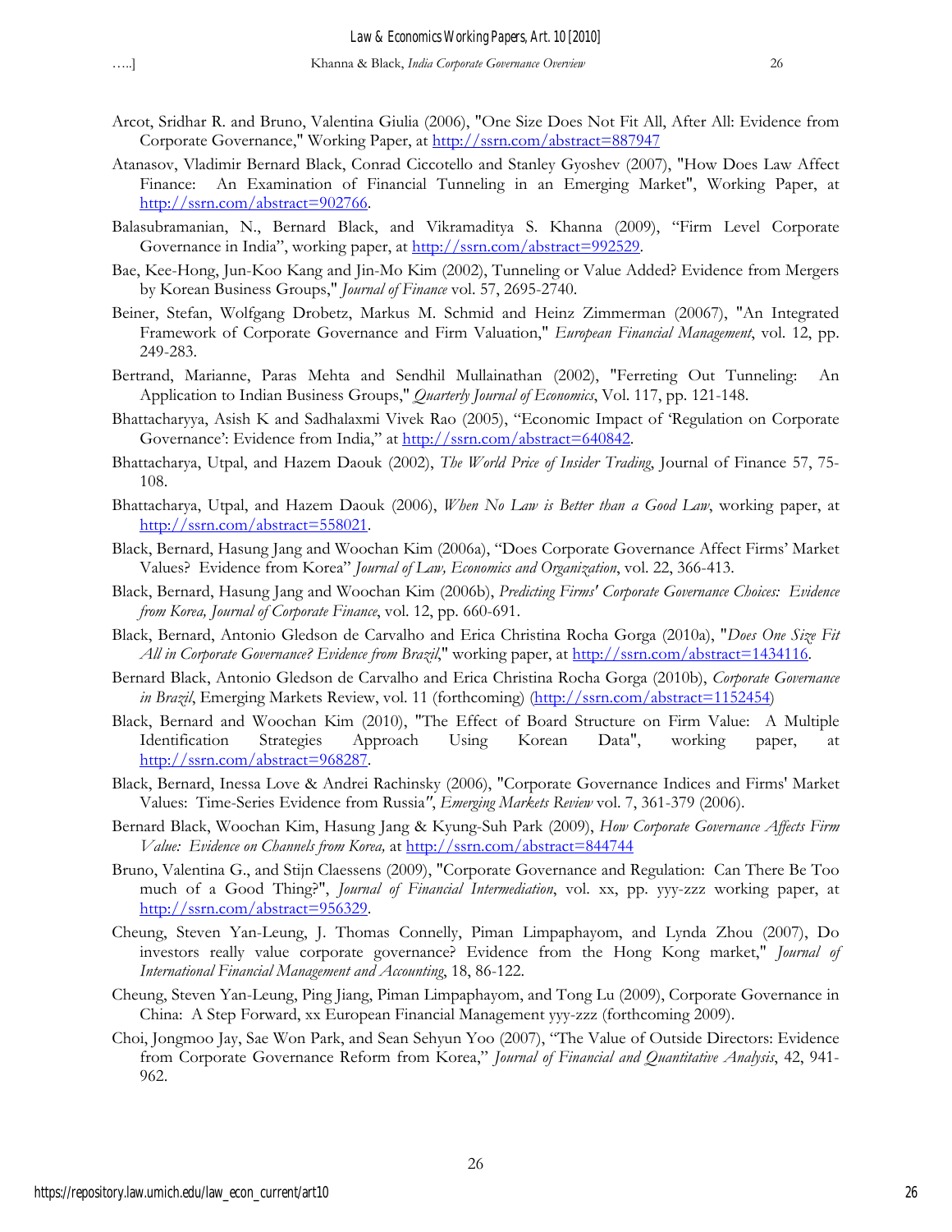Arcot, Sridhar R. and Bruno, Valentina Giulia (2006), "One Size Does Not Fit All, After All: Evidence from Corporate Governance," Working Paper, at http://ssrn.com/abstract=887947

Atanasov, Vladimir Bernard Black, Conrad Ciccotello and Stanley Gyoshev (2007), "How Does Law Affect Finance: An Examination of Financial Tunneling in an Emerging Market", Working Paper, at http://ssrn.com/abstract=902766.

Balasubramanian, N., Bernard Black, and Vikramaditya S. Khanna (2009), "Firm Level Corporate Governance in India", working paper, at http://ssrn.com/abstract=992529.

Bae, Kee-Hong, Jun-Koo Kang and Jin-Mo Kim (2002), Tunneling or Value Added? Evidence from Mergers by Korean Business Groups," *Journal of Finance* vol. 57, 2695-2740.

Beiner, Stefan, Wolfgang Drobetz, Markus M. Schmid and Heinz Zimmerman (20067), "An Integrated Framework of Corporate Governance and Firm Valuation," *European Financial Management*, vol. 12, pp. 249-283.

Bertrand, Marianne, Paras Mehta and Sendhil Mullainathan (2002), "Ferreting Out Tunneling: An Application to Indian Business Groups," *Quarterly Journal of Economics*, Vol. 117, pp. 121-148.

Bhattacharyya, Asish K and Sadhalaxmi Vivek Rao (2005), "Economic Impact of 'Regulation on Corporate Governance': Evidence from India," at http://ssrn.com/abstract=640842.

Bhattacharya, Utpal, and Hazem Daouk (2002), *The World Price of Insider Trading*, Journal of Finance 57, 75-108.

Bhattacharya, Utpal, and Hazem Daouk (2006), *When No Law is Better than a Good Law*, working paper, at http://ssrn.com/abstract=558021.

Black, Bernard, Hasung Jang and Woochan Kim (2006a), "Does Corporate Governance Affect Firms' Market Values? Evidence from Korea" *Journal of Law, Economics and Organization*, vol. 22, 366-413.

Black, Bernard, Hasung Jang and Woochan Kim (2006b), *Predicting Firms' Corporate Governance Choices: Evidence from Korea, Journal of Corporate Finance*, vol. 12, pp. 660-691.

Black, Bernard, Antonio Gledson de Carvalho and Erica Christina Rocha Gorga (2010a), "*Does One Size Fit All in Corporate Governance? Evidence from Brazil*," working paper, at http://ssrn.com/abstract=1434116.

Bernard Black, Antonio Gledson de Carvalho and Erica Christina Rocha Gorga (2010b), *Corporate Governance in Brazil*, Emerging Markets Review, vol. 11 (forthcoming) (http://ssrn.com/abstract=1152454)

Black, Bernard and Woochan Kim (2010), "The Effect of Board Structure on Firm Value: A Multiple Identification Strategies Approach Using Korean Data", working paper, at http://ssrn.com/abstract=968287.

Black, Bernard, Inessa Love & Andrei Rachinsky (2006), "Corporate Governance Indices and Firms' Market Values: Time-Series Evidence from Russia", *Emerging Markets Review* vol. 7, 361-379 (2006).

Bernard Black, Woochan Kim, Hasung Jang & Kyung-Suh Park (2009), *How Corporate Governance Affects Firm Value: Evidence on Channels from Korea,* at http://ssrn.com/abstract=844744

Bruno, Valentina G., and Stijn Claessens (2009), "Corporate Governance and Regulation: Can There Be Too much of a Good Thing?", *Journal of Financial Intermediation*, vol. xx, pp. yyy-zzz working paper, at http://ssrn.com/abstract=956329.

Cheung, Steven Yan-Leung, J. Thomas Connelly, Piman Limpaphayom, and Lynda Zhou (2007), Do investors really value corporate governance? Evidence from the Hong Kong market," *Journal of International Financial Management and Accounting*, 18, 86-122.

Cheung, Steven Yan-Leung, Ping Jiang, Piman Limpaphayom, and Tong Lu (2009), Corporate Governance in China: A Step Forward, xx European Financial Management yyy-zzz (forthcoming 2009).

Choi, Jongmoo Jay, Sae Won Park, and Sean Sehyun Yoo (2007), "The Value of Outside Directors: Evidence from Corporate Governance Reform from Korea," *Journal of Financial and Quantitative Analysis*, 42, 941-962.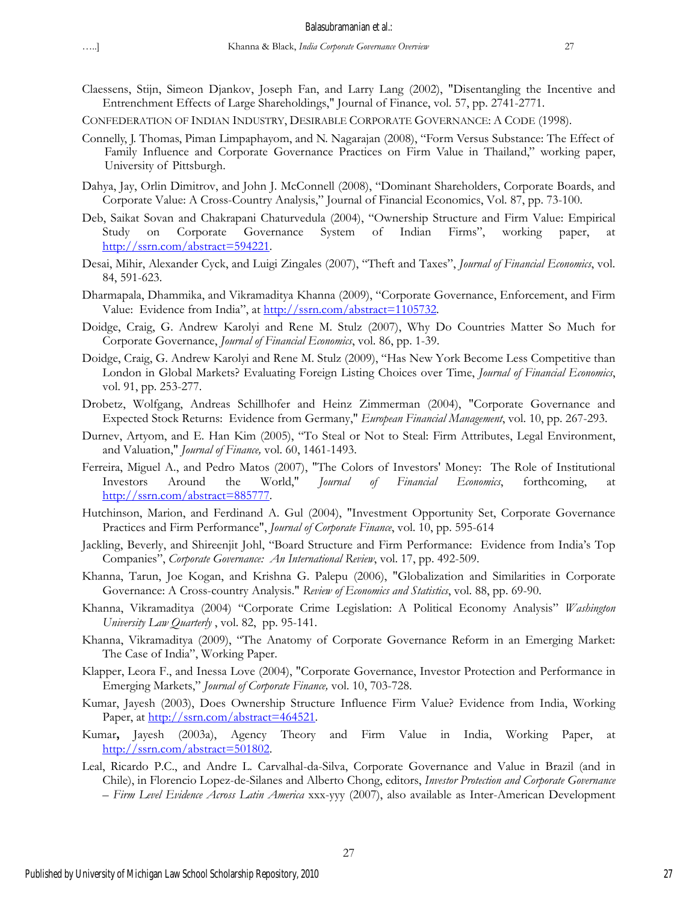Claessens, Stijn, Simeon Djankov, Joseph Fan, and Larry Lang (2002), "Disentangling the Incentive and Entrenchment Effects of Large Shareholdings," Journal of Finance, vol. 57, pp. 2741-2771.

CONFEDERATION OF INDIAN INDUSTRY, DESIRABLE CORPORATE GOVERNANCE: A CODE (1998).

Connelly, J. Thomas, Piman Limpaphayom, and N. Nagarajan (2008), "Form Versus Substance: The Effect of Family Influence and Corporate Governance Practices on Firm Value in Thailand," working paper, University of Pittsburgh.

Dahya, Jay, Orlin Dimitrov, and John J. McConnell (2008), "Dominant Shareholders, Corporate Boards, and Corporate Value: A Cross-Country Analysis," Journal of Financial Economics, Vol. 87, pp. 73-100.

Deb, Saikat Sovan and Chakrapani Chaturvedula (2004), "Ownership Structure and Firm Value: Empirical Study on Corporate Governance System of Indian Firms", working paper, at http://ssrn.com/abstract=594221.

Desai, Mihir, Alexander Cyck, and Luigi Zingales (2007), "Theft and Taxes", *Journal of Financial Economics*, vol. 84, 591-623.

Dharmapala, Dhammika, and Vikramaditya Khanna (2009), "Corporate Governance, Enforcement, and Firm Value: Evidence from India", at http://ssrn.com/abstract=1105732.

Doidge, Craig, G. Andrew Karolyi and Rene M. Stulz (2007), Why Do Countries Matter So Much for Corporate Governance, *Journal of Financial Economics*, vol. 86, pp. 1-39.

Doidge, Craig, G. Andrew Karolyi and Rene M. Stulz (2009), "Has New York Become Less Competitive than London in Global Markets? Evaluating Foreign Listing Choices over Time, *Journal of Financial Economics*, vol. 91, pp. 253-277.

Drobetz, Wolfgang, Andreas Schillhofer and Heinz Zimmerman (2004), "Corporate Governance and Expected Stock Returns: Evidence from Germany," *European Financial Management*, vol. 10, pp. 267-293.

Durnev, Artyom, and E. Han Kim (2005), "To Steal or Not to Steal: Firm Attributes, Legal Environment, and Valuation," *Journal of Finance,* vol. 60, 1461-1493.

Ferreira, Miguel A., and Pedro Matos (2007), "The Colors of Investors' Money: The Role of Institutional Investors Around the World," *Journal of Financial Economics*, forthcoming, at http://ssrn.com/abstract=885777.

Hutchinson, Marion, and Ferdinand A. Gul (2004), "Investment Opportunity Set, Corporate Governance Practices and Firm Performance", *Journal of Corporate Finance*, vol. 10, pp. 595-614

Jackling, Beverly, and Shireenjit Johl, "Board Structure and Firm Performance: Evidence from India's Top Companies", *Corporate Governance: An International Review*, vol. 17, pp. 492-509.

Khanna, Tarun, Joe Kogan, and Krishna G. Palepu (2006), "Globalization and Similarities in Corporate Governance: A Cross-country Analysis." *Review of Economics and Statistics*, vol. 88, pp. 69-90.

Khanna, Vikramaditya (2004) "Corporate Crime Legislation: A Political Economy Analysis" *Washington University Law Quarterly* , vol. 82, pp. 95-141.

Khanna, Vikramaditya (2009), "The Anatomy of Corporate Governance Reform in an Emerging Market: The Case of India", Working Paper.

Klapper, Leora F., and Inessa Love (2004), "Corporate Governance, Investor Protection and Performance in Emerging Markets," *Journal of Corporate Finance,* vol. 10, 703-728.

Kumar, Jayesh (2003), Does Ownership Structure Influence Firm Value? Evidence from India, Working Paper, at http://ssrn.com/abstract=464521.

Kumar**,** Jayesh (2003a), Agency Theory and Firm Value in India, Working Paper, at http://ssrn.com/abstract=501802.

Leal, Ricardo P.C., and Andre L. Carvalhal-da-Silva, Corporate Governance and Value in Brazil (and in Chile), in Florencio Lopez-de-Silanes and Alberto Chong, editors, *Investor Protection and Corporate Governance – Firm Level Evidence Across Latin America* xxx-yyy (2007), also available as Inter-American Development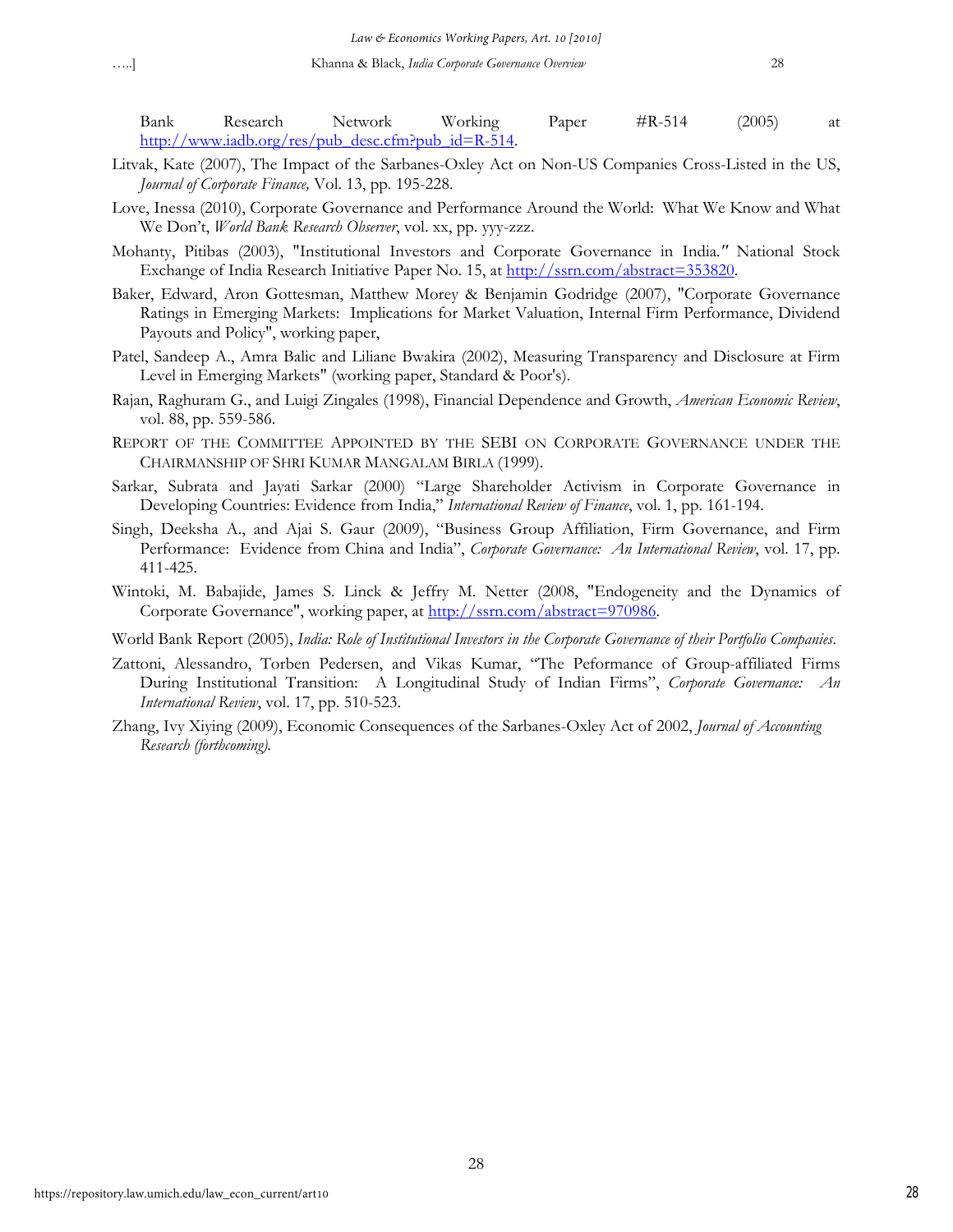Bank Research Network Working Paper #R-514 (2005) at http://www.iadb.org/res/pub_desc.cfm?pub_id=R-514.

Litvak, Kate (2007), The Impact of the Sarbanes-Oxley Act on Non-US Companies Cross-Listed in the US, *Journal of Corporate Finance,* Vol. 13, pp. 195-228.

Love, Inessa (2010), Corporate Governance and Performance Around the World: What We Know and What We Don't, *World Bank Research Observer*, vol. xx, pp. yyy-zzz.

Mohanty, Pitibas (2003), "Institutional Investors and Corporate Governance in India." National Stock Exchange of India Research Initiative Paper No. 15, at http://ssrn.com/abstract=353820.

Baker, Edward, Aron Gottesman, Matthew Morey & Benjamin Godridge (2007), "Corporate Governance Ratings in Emerging Markets: Implications for Market Valuation, Internal Firm Performance, Dividend Payouts and Policy", working paper,

Patel, Sandeep A., Amra Balic and Liliane Bwakira (2002), Measuring Transparency and Disclosure at Firm Level in Emerging Markets" (working paper, Standard & Poor's).

Rajan, Raghuram G., and Luigi Zingales (1998), Financial Dependence and Growth, *American Economic Review*, vol. 88, pp. 559-586.

REPORT OF THE COMMITTEE APPOINTED BY THE SEBI ON CORPORATE GOVERNANCE UNDER THE CHAIRMANSHIP OF SHRI KUMAR MANGALAM BIRLA (1999).

Sarkar, Subrata and Jayati Sarkar (2000) "Large Shareholder Activism in Corporate Governance in Developing Countries: Evidence from India," *International Review of Finance*, vol. 1, pp. 161-194.

Singh, Deeksha A., and Ajai S. Gaur (2009), "Business Group Affiliation, Firm Governance, and Firm Performance: Evidence from China and India", *Corporate Governance: An International Review*, vol. 17, pp. 411-425.

Wintoki, M. Babajide, James S. Linck & Jeffry M. Netter (2008, "Endogeneity and the Dynamics of Corporate Governance", working paper, at http://ssrn.com/abstract=970986.

World Bank Report (2005), *India: Role of Institutional Investors in the Corporate Governance of their Portfolio Companies*.

Zattoni, Alessandro, Torben Pedersen, and Vikas Kumar, "The Peformance of Group-affiliated Firms During Institutional Transition: A Longitudinal Study of Indian Firms", *Corporate Governance: An International Review*, vol. 17, pp. 510-523.

Zhang, Ivy Xiying (2009), Economic Consequences of the Sarbanes-Oxley Act of 2002, *Journal of Accounting Research (forthcoming).*